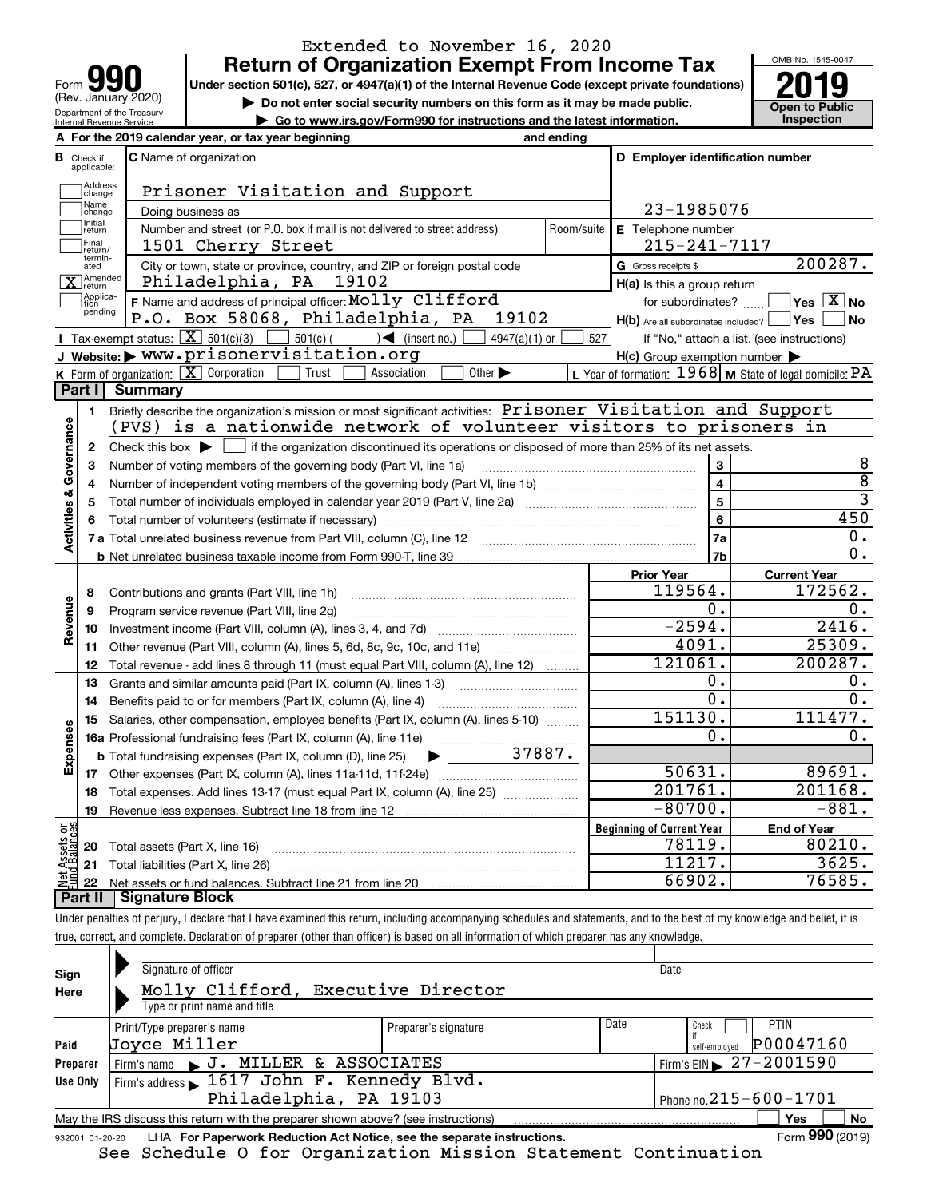Extended to November 16, 2020

# Form 990 — Return of Organization Exempt From Income Tax

(Rev. January 2020)

Department of the Treasury
Internal Revenue Service

**Under section 501(c), 527, or 4947(a)(1) of the Internal Revenue Code (except private foundations)**

▶ Do not enter social security numbers on this form as it may be made public.

▶ Go to www.irs.gov/Form990 for instructions and the latest information.

OMB No. 1545-0047

**2019**

**Open to Public Inspection**

**A** For the 2019 calendar year, or tax year beginning and ending

**B** Check if applicable:
- Address change
- Name change
- Initial return
- Final return/terminated
- [X] Amended return
- Application pending

**C** Name of organization: Prisoner Visitation and Support

Doing business as

Number and street (or P.O. box if mail is not delivered to street address): 1501 Cherry Street | Room/suite

City or town, state or province, country, and ZIP or foreign postal code: Philadelphia, PA 19102

**D** Employer identification number: 23-1985076

**E** Telephone number: 215-241-7117

**G** Gross receipts $ 200287.

**F** Name and address of principal officer: Molly Clifford, P.O. Box 58068, Philadelphia, PA 19102

**H(a)** Is this a group return for subordinates? Yes [ ] No [X]

**H(b)** Are all subordinates included? Yes [ ] No [ ]
If "No," attach a list. (see instructions)

**H(c)** Group exemption number ▶

**I** Tax-exempt status: [X] 501(c)(3) [ ] 501(c) ( ) ◀ (insert no.) [ ] 4947(a)(1) or [ ] 527

**J** Website: ▶ www.prisonervisitation.org

**K** Form of organization: [X] Corporation [ ] Trust [ ] Association [ ] Other ▶

**L** Year of formation: 1968 **M** State of legal domicile: PA

## Part I Summary

**Activities & Governance**

1 Briefly describe the organization's mission or most significant activities: Prisoner Visitation and Support (PVS) is a nationwide network of volunteer visitors to prisoners in

2 Check this box ▶ [ ] if the organization discontinued its operations or disposed of more than 25% of its net assets.

| | | | |
|---|---|---|---|
| 3 | Number of voting members of the governing body (Part VI, line 1a) | 3 | 8 |
| 4 | Number of independent voting members of the governing body (Part VI, line 1b) | 4 | 8 |
| 5 | Total number of individuals employed in calendar year 2019 (Part V, line 2a) | 5 | 3 |
| 6 | Total number of volunteers (estimate if necessary) | 6 | 450 |
| 7a | Total unrelated business revenue from Part VIII, column (C), line 12 | 7a | 0. |
| b | Net unrelated business taxable income from Form 990-T, line 39 | 7b | 0. |

| | | Prior Year | Current Year |
|---|---|---|---|
| **Revenue** | | | |
| 8 | Contributions and grants (Part VIII, line 1h) | 119564. | 172562. |
| 9 | Program service revenue (Part VIII, line 2g) | 0. | 0. |
| 10 | Investment income (Part VIII, column (A), lines 3, 4, and 7d) | -2594. | 2416. |
| 11 | Other revenue (Part VIII, column (A), lines 5, 6d, 8c, 9c, 10c, and 11e) | 4091. | 25309. |
| 12 | Total revenue - add lines 8 through 11 (must equal Part VIII, column (A), line 12) | 121061. | 200287. |
| **Expenses** | | | |
| 13 | Grants and similar amounts paid (Part IX, column (A), lines 1-3) | 0. | 0. |
| 14 | Benefits paid to or for members (Part IX, column (A), line 4) | 0. | 0. |
| 15 | Salaries, other compensation, employee benefits (Part IX, column (A), lines 5-10) | 151130. | 111477. |
| 16a | Professional fundraising fees (Part IX, column (A), line 11e) | 0. | 0. |
| b | Total fundraising expenses (Part IX, column (D), line 25) ▶ 37887. | | |
| 17 | Other expenses (Part IX, column (A), lines 11a-11d, 11f-24e) | 50631. | 89691. |
| 18 | Total expenses. Add lines 13-17 (must equal Part IX, column (A), line 25) | 201761. | 201168. |
| 19 | Revenue less expenses. Subtract line 18 from line 12 | -80700. | -881. |

| **Net Assets or Fund Balances** | | Beginning of Current Year | End of Year |
|---|---|---|---|
| 20 | Total assets (Part X, line 16) | 78119. | 80210. |
| 21 | Total liabilities (Part X, line 26) | 11217. | 3625. |
| 22 | Net assets or fund balances. Subtract line 21 from line 20 | 66902. | 76585. |

## Part II Signature Block

Under penalties of perjury, I declare that I have examined this return, including accompanying schedules and statements, and to the best of my knowledge and belief, it is true, correct, and complete. Declaration of preparer (other than officer) is based on all information of which preparer has any knowledge.

**Sign Here**

Signature of officer | Date

Molly Clifford, Executive Director
Type or print name and title

**Paid Preparer Use Only**

| Print/Type preparer's name | Preparer's signature | Date | Check if self-employed | PTIN |
|---|---|---|---|---|
| Joyce Miller | | | [ ] | P00047160 |

Firm's name ▶ J. MILLER & ASSOCIATES | Firm's EIN ▶ 27-2001590

Firm's address ▶ 1617 John F. Kennedy Blvd., Philadelphia, PA 19103 | Phone no. 215-600-1701

May the IRS discuss this return with the preparer shown above? (see instructions) [ ] Yes [ ] No

932001 01-20-20 LHA For Paperwork Reduction Act Notice, see the separate instructions. Form **990** (2019)

See Schedule O for Organization Mission Statement Continuation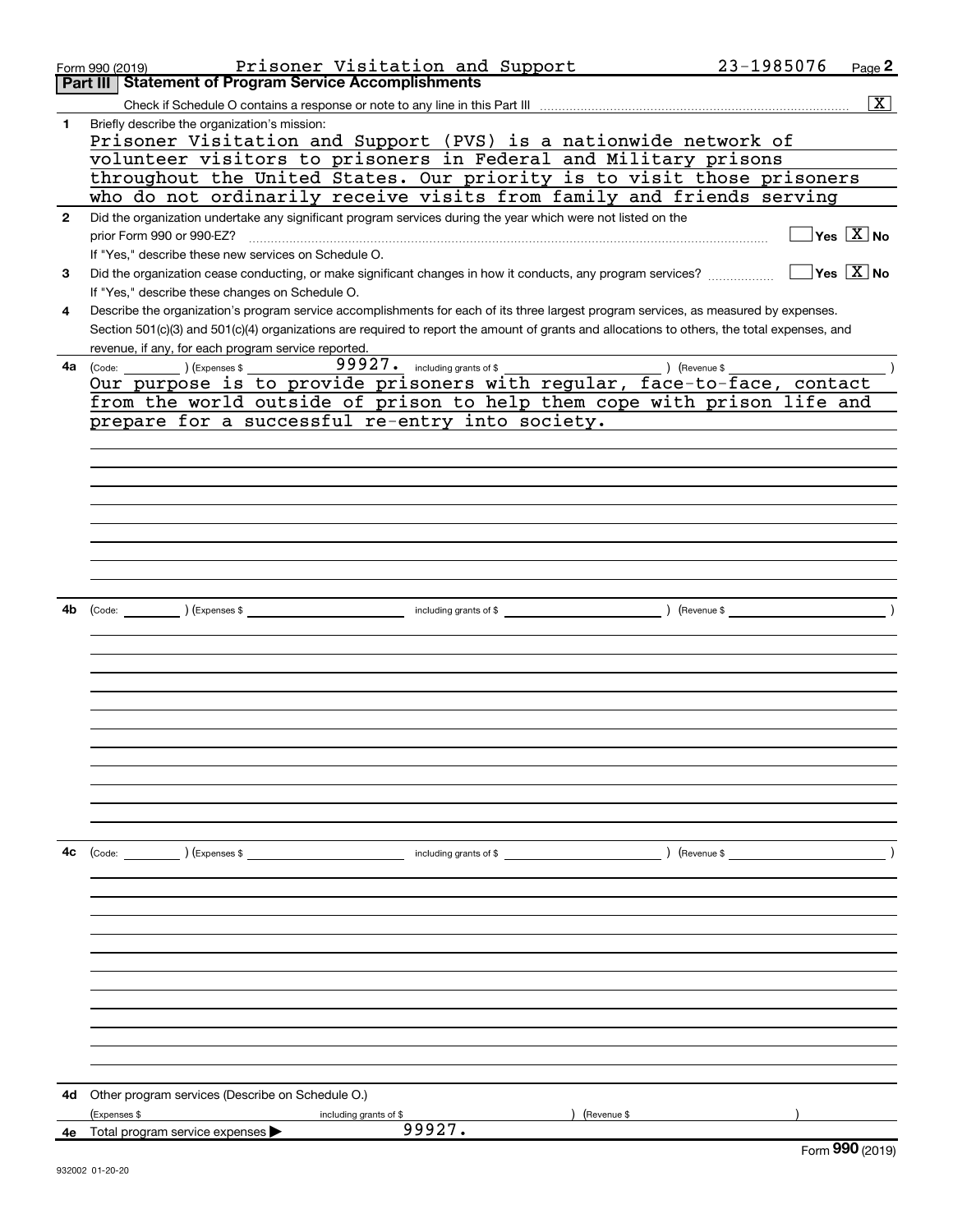Form 990 (2019) Prisoner Visitation and Support 23-1985076

## Part III Statement of Program Service Accomplishments

Check if Schedule O contains a response or note to any line in this Part III [X]

**1** Briefly describe the organization's mission:

Prisoner Visitation and Support (PVS) is a nationwide network of volunteer visitors to prisoners in Federal and Military prisons throughout the United States. Our priority is to visit those prisoners who do not ordinarily receive visits from family and friends serving

**2** Did the organization undertake any significant program services during the year which were not listed on the prior Form 990 or 990-EZ? [ ] Yes [X] No

If "Yes," describe these new services on Schedule O.

**3** Did the organization cease conducting, or make significant changes in how it conducts, any program services? [ ] Yes [X] No

If "Yes," describe these changes on Schedule O.

**4** Describe the organization's program service accomplishments for each of its three largest program services, as measured by expenses. Section 501(c)(3) and 501(c)(4) organizations are required to report the amount of grants and allocations to others, the total expenses, and revenue, if any, for each program service reported.

**4a** (Code: ) (Expenses $ 99927. including grants of $ ) (Revenue $ )

Our purpose is to provide prisoners with regular, face-to-face, contact from the world outside of prison to help them cope with prison life and prepare for a successful re-entry into society.

**4b** (Code: ) (Expenses $ including grants of $ ) (Revenue $ )

**4c** (Code: ) (Expenses $ including grants of $ ) (Revenue $ )

**4d** Other program services (Describe on Schedule O.)

(Expenses $ including grants of $ ) (Revenue $ )

**4e** Total program service expenses ▶ 99927.

Form **990** (2019)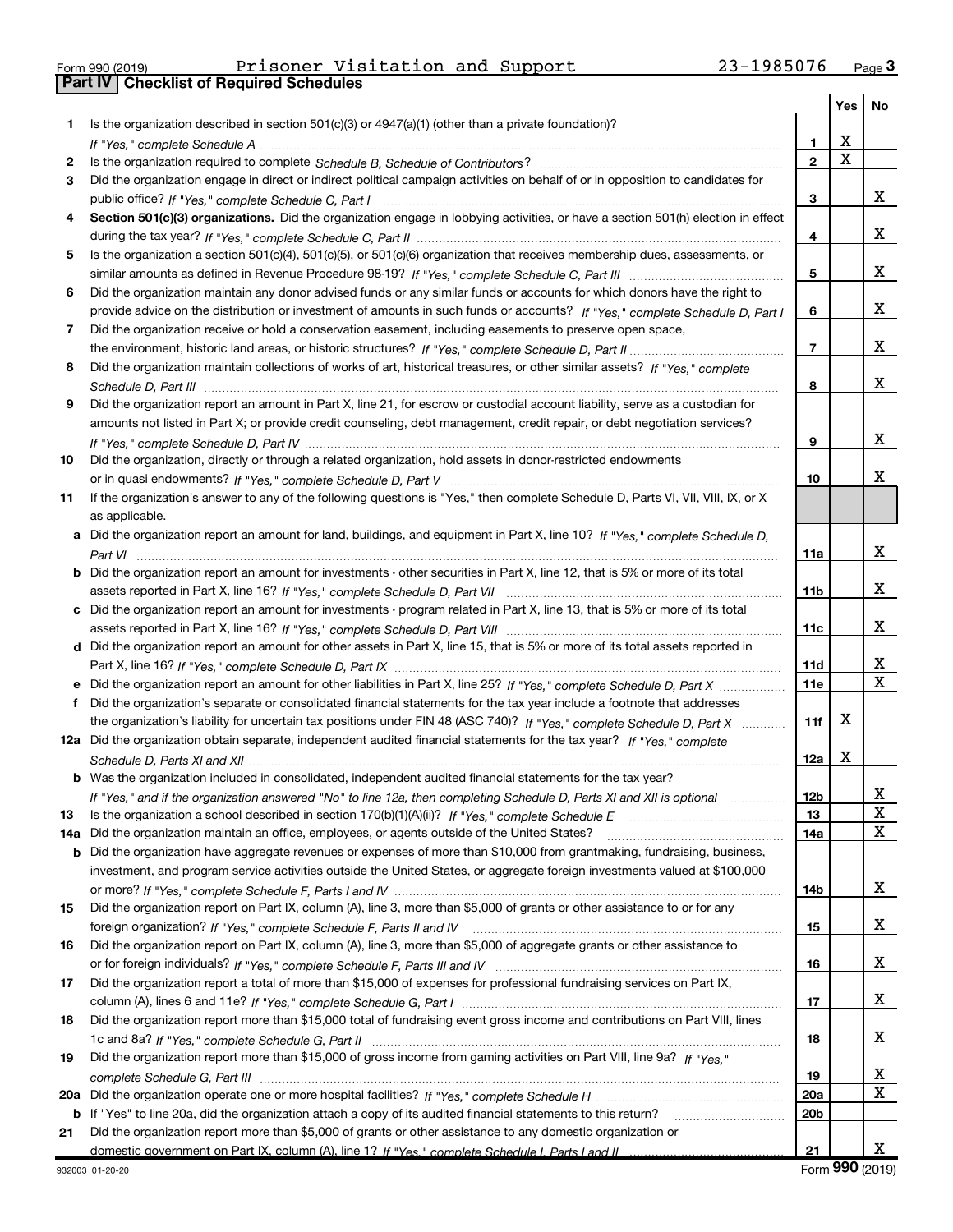Form 990 (2019) Prisoner Visitation and Support 23-1985076

## Part IV Checklist of Required Schedules

| | | | Yes | No |
|---|---|---|---|---|
| 1 | Is the organization described in section 501(c)(3) or 4947(a)(1) (other than a private foundation)? *If "Yes," complete Schedule A* | 1 | X | |
| 2 | Is the organization required to complete *Schedule B, Schedule of Contributors*? | 2 | X | |
| 3 | Did the organization engage in direct or indirect political campaign activities on behalf of or in opposition to candidates for public office? *If "Yes," complete Schedule C, Part I* | 3 | | X |
| 4 | **Section 501(c)(3) organizations.** Did the organization engage in lobbying activities, or have a section 501(h) election in effect during the tax year? *If "Yes," complete Schedule C, Part II* | 4 | | X |
| 5 | Is the organization a section 501(c)(4), 501(c)(5), or 501(c)(6) organization that receives membership dues, assessments, or similar amounts as defined in Revenue Procedure 98-19? *If "Yes," complete Schedule C, Part III* | 5 | | X |
| 6 | Did the organization maintain any donor advised funds or any similar funds or accounts for which donors have the right to provide advice on the distribution or investment of amounts in such funds or accounts? *If "Yes," complete Schedule D, Part I* | 6 | | X |
| 7 | Did the organization receive or hold a conservation easement, including easements to preserve open space, the environment, historic land areas, or historic structures? *If "Yes," complete Schedule D, Part II* | 7 | | X |
| 8 | Did the organization maintain collections of works of art, historical treasures, or other similar assets? *If "Yes," complete Schedule D, Part III* | 8 | | X |
| 9 | Did the organization report an amount in Part X, line 21, for escrow or custodial account liability, serve as a custodian for amounts not listed in Part X; or provide credit counseling, debt management, credit repair, or debt negotiation services? *If "Yes," complete Schedule D, Part IV* | 9 | | X |
| 10 | Did the organization, directly or through a related organization, hold assets in donor-restricted endowments or in quasi endowments? *If "Yes," complete Schedule D, Part V* | 10 | | X |
| 11 | If the organization's answer to any of the following questions is "Yes," then complete Schedule D, Parts VI, VII, VIII, IX, or X as applicable. | | | |
| a | Did the organization report an amount for land, buildings, and equipment in Part X, line 10? *If "Yes," complete Schedule D, Part VI* | 11a | | X |
| b | Did the organization report an amount for investments - other securities in Part X, line 12, that is 5% or more of its total assets reported in Part X, line 16? *If "Yes," complete Schedule D, Part VII* | 11b | | X |
| c | Did the organization report an amount for investments - program related in Part X, line 13, that is 5% or more of its total assets reported in Part X, line 16? *If "Yes," complete Schedule D, Part VIII* | 11c | | X |
| d | Did the organization report an amount for other assets in Part X, line 15, that is 5% or more of its total assets reported in Part X, line 16? *If "Yes," complete Schedule D, Part IX* | 11d | | X |
| e | Did the organization report an amount for other liabilities in Part X, line 25? *If "Yes," complete Schedule D, Part X* | 11e | | X |
| f | Did the organization's separate or consolidated financial statements for the tax year include a footnote that addresses the organization's liability for uncertain tax positions under FIN 48 (ASC 740)? *If "Yes," complete Schedule D, Part X* | 11f | X | |
| 12a | Did the organization obtain separate, independent audited financial statements for the tax year? *If "Yes," complete Schedule D, Parts XI and XII* | 12a | X | |
| b | Was the organization included in consolidated, independent audited financial statements for the tax year? *If "Yes," and if the organization answered "No" to line 12a, then completing Schedule D, Parts XI and XII is optional* | 12b | | X |
| 13 | Is the organization a school described in section 170(b)(1)(A)(ii)? *If "Yes," complete Schedule E* | 13 | | X |
| 14a | Did the organization maintain an office, employees, or agents outside of the United States? | 14a | | X |
| b | Did the organization have aggregate revenues or expenses of more than $10,000 from grantmaking, fundraising, business, investment, and program service activities outside the United States, or aggregate foreign investments valued at $100,000 or more? *If "Yes," complete Schedule F, Parts I and IV* | 14b | | X |
| 15 | Did the organization report on Part IX, column (A), line 3, more than $5,000 of grants or other assistance to or for any foreign organization? *If "Yes," complete Schedule F, Parts II and IV* | 15 | | X |
| 16 | Did the organization report on Part IX, column (A), line 3, more than $5,000 of aggregate grants or other assistance to or for foreign individuals? *If "Yes," complete Schedule F, Parts III and IV* | 16 | | X |
| 17 | Did the organization report a total of more than $15,000 of expenses for professional fundraising services on Part IX, column (A), lines 6 and 11e? *If "Yes," complete Schedule G, Part I* | 17 | | X |
| 18 | Did the organization report more than $15,000 total of fundraising event gross income and contributions on Part VIII, lines 1c and 8a? *If "Yes," complete Schedule G, Part II* | 18 | | X |
| 19 | Did the organization report more than $15,000 of gross income from gaming activities on Part VIII, line 9a? *If "Yes," complete Schedule G, Part III* | 19 | | X |
| 20a | Did the organization operate one or more hospital facilities? *If "Yes," complete Schedule H* | 20a | | X |
| b | If "Yes" to line 20a, did the organization attach a copy of its audited financial statements to this return? | 20b | | |
| 21 | Did the organization report more than $5,000 of grants or other assistance to any domestic organization or domestic government on Part IX, column (A), line 1? *If "Yes," complete Schedule I, Parts I and II* | 21 | | X |

932003 01-20-20 Form **990** (2019)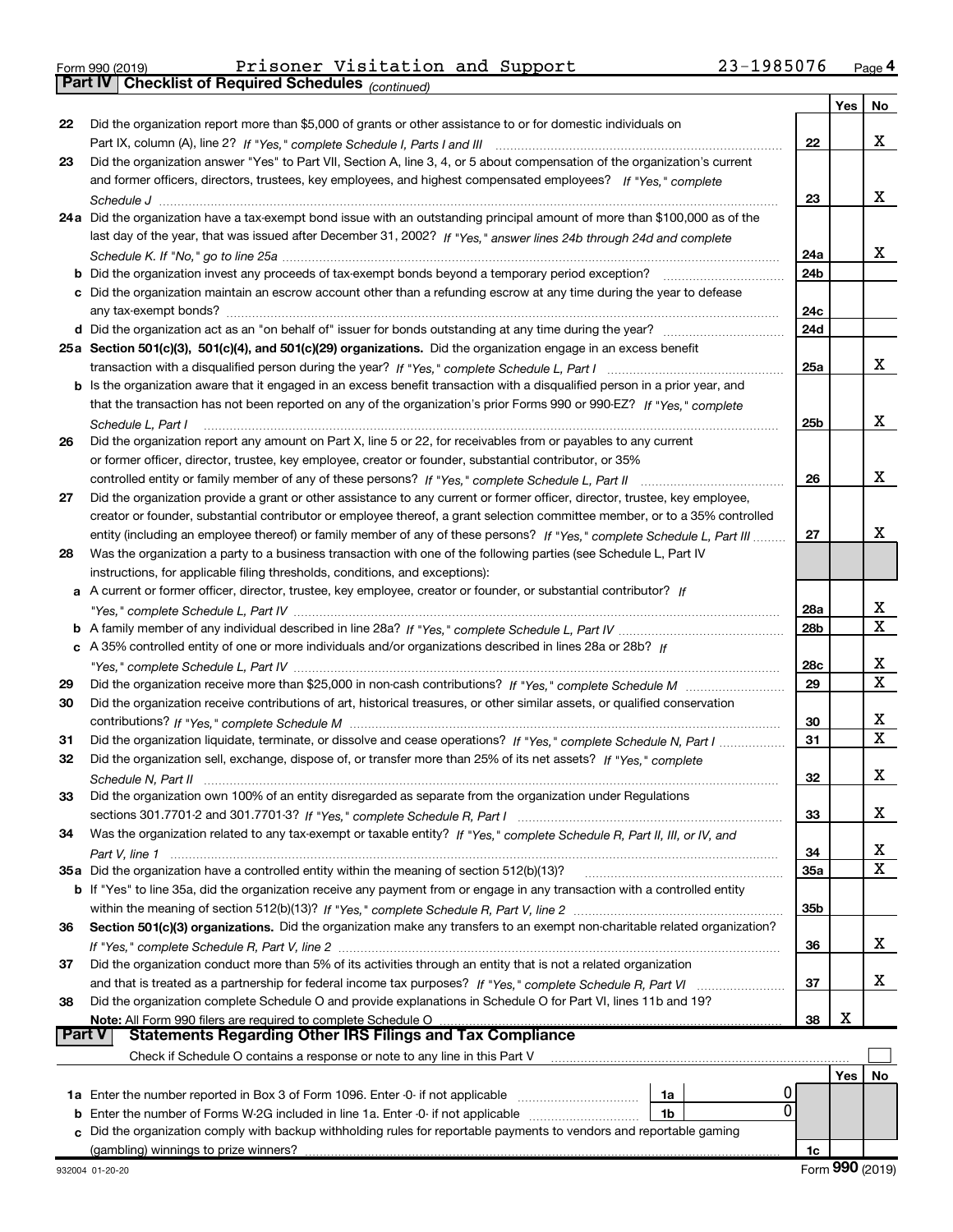Form 990 (2019) Prisoner Visitation and Support 23-1985076 Page 4

**Part IV | Checklist of Required Schedules** *(continued)*

| | | | Yes | No |
|---|---|---|---|---|
| 22 | Did the organization report more than $5,000 of grants or other assistance to or for domestic individuals on Part IX, column (A), line 2? *If "Yes," complete Schedule I, Parts I and III* | 22 | | X |
| 23 | Did the organization answer "Yes" to Part VII, Section A, line 3, 4, or 5 about compensation of the organization's current and former officers, directors, trustees, key employees, and highest compensated employees? *If "Yes," complete Schedule J* | 23 | | X |
| 24a | Did the organization have a tax-exempt bond issue with an outstanding principal amount of more than $100,000 as of the last day of the year, that was issued after December 31, 2002? *If "Yes," answer lines 24b through 24d and complete Schedule K. If "No," go to line 25a* | 24a | | X |
| b | Did the organization invest any proceeds of tax-exempt bonds beyond a temporary period exception? | 24b | | |
| c | Did the organization maintain an escrow account other than a refunding escrow at any time during the year to defease any tax-exempt bonds? | 24c | | |
| d | Did the organization act as an "on behalf of" issuer for bonds outstanding at any time during the year? | 24d | | |
| 25a | **Section 501(c)(3), 501(c)(4), and 501(c)(29) organizations.** Did the organization engage in an excess benefit transaction with a disqualified person during the year? *If "Yes," complete Schedule L, Part I* | 25a | | X |
| b | Is the organization aware that it engaged in an excess benefit transaction with a disqualified person in a prior year, and that the transaction has not been reported on any of the organization's prior Forms 990 or 990-EZ? *If "Yes," complete Schedule L, Part I* | 25b | | X |
| 26 | Did the organization report any amount on Part X, line 5 or 22, for receivables from or payables to any current or former officer, director, trustee, key employee, creator or founder, substantial contributor, or 35% controlled entity or family member of any of these persons? *If "Yes," complete Schedule L, Part II* | 26 | | X |
| 27 | Did the organization provide a grant or other assistance to any current or former officer, director, trustee, key employee, creator or founder, substantial contributor or employee thereof, a grant selection committee member, or to a 35% controlled entity (including an employee thereof) or family member of any of these persons? *If "Yes," complete Schedule L, Part III* | 27 | | X |
| 28 | Was the organization a party to a business transaction with one of the following parties (see Schedule L, Part IV instructions, for applicable filing thresholds, conditions, and exceptions): | | | |
| a | A current or former officer, director, trustee, key employee, creator or founder, or substantial contributor? *If "Yes," complete Schedule L, Part IV* | 28a | | X |
| b | A family member of any individual described in line 28a? *If "Yes," complete Schedule L, Part IV* | 28b | | X |
| c | A 35% controlled entity of one or more individuals and/or organizations described in lines 28a or 28b? *If "Yes," complete Schedule L, Part IV* | 28c | | X |
| 29 | Did the organization receive more than $25,000 in non-cash contributions? *If "Yes," complete Schedule M* | 29 | | X |
| 30 | Did the organization receive contributions of art, historical treasures, or other similar assets, or qualified conservation contributions? *If "Yes," complete Schedule M* | 30 | | X |
| 31 | Did the organization liquidate, terminate, or dissolve and cease operations? *If "Yes," complete Schedule N, Part I* | 31 | | X |
| 32 | Did the organization sell, exchange, dispose of, or transfer more than 25% of its net assets? *If "Yes," complete Schedule N, Part II* | 32 | | X |
| 33 | Did the organization own 100% of an entity disregarded as separate from the organization under Regulations sections 301.7701-2 and 301.7701-3? *If "Yes," complete Schedule R, Part I* | 33 | | X |
| 34 | Was the organization related to any tax-exempt or taxable entity? *If "Yes," complete Schedule R, Part II, III, or IV, and Part V, line 1* | 34 | | X |
| 35a | Did the organization have a controlled entity within the meaning of section 512(b)(13)? | 35a | | X |
| b | If "Yes" to line 35a, did the organization receive any payment from or engage in any transaction with a controlled entity within the meaning of section 512(b)(13)? *If "Yes," complete Schedule R, Part V, line 2* | 35b | | |
| 36 | **Section 501(c)(3) organizations.** Did the organization make any transfers to an exempt non-charitable related organization? *If "Yes," complete Schedule R, Part V, line 2* | 36 | | X |
| 37 | Did the organization conduct more than 5% of its activities through an entity that is not a related organization and that is treated as a partnership for federal income tax purposes? *If "Yes," complete Schedule R, Part VI* | 37 | | X |
| 38 | Did the organization complete Schedule O and provide explanations in Schedule O for Part VI, lines 11b and 19? **Note:** All Form 990 filers are required to complete Schedule O | 38 | X | |

**Part V | Statements Regarding Other IRS Filings and Tax Compliance**

Check if Schedule O contains a response or note to any line in this Part V ☐

| | | | | | Yes | No |
|---|---|---|---|---|---|---|
| 1a | Enter the number reported in Box 3 of Form 1096. Enter -0- if not applicable | 1a | 0 | | | |
| b | Enter the number of Forms W-2G included in line 1a. Enter -0- if not applicable | 1b | 0 | | | |
| c | Did the organization comply with backup withholding rules for reportable payments to vendors and reportable gaming (gambling) winnings to prize winners? | | | 1c | | |

932004 01-20-20 Form **990** (2019)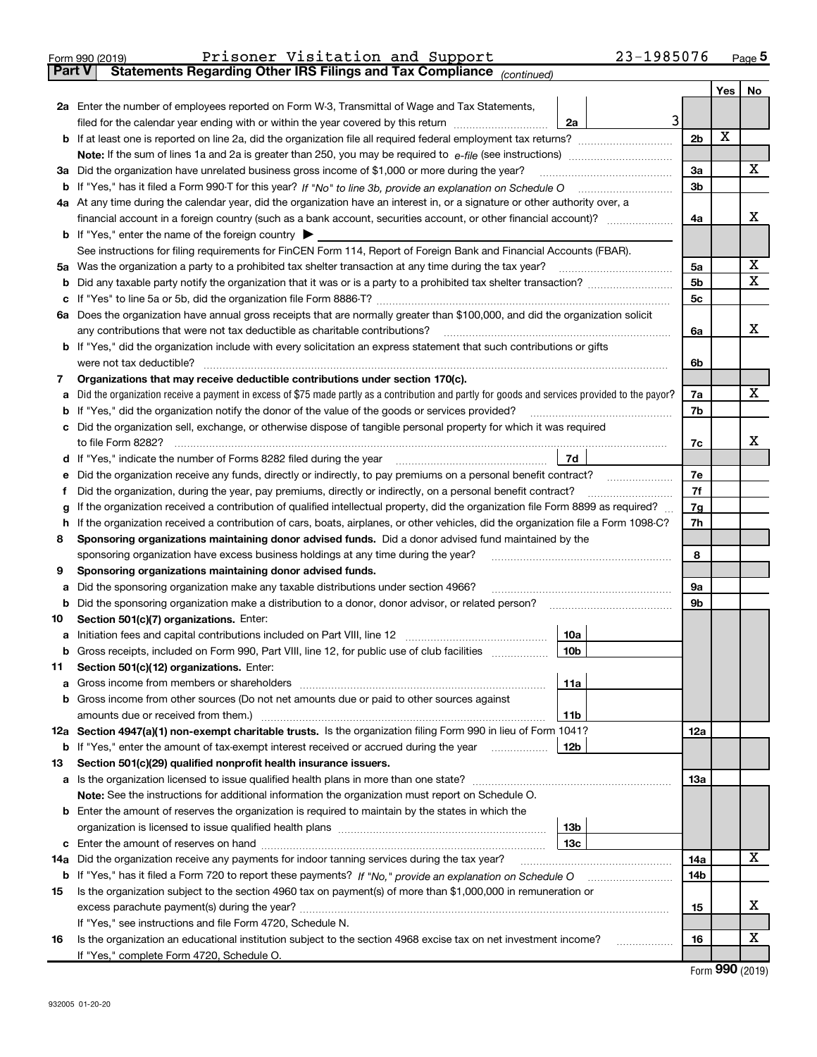Form 990 (2019) Prisoner Visitation and Support 23-1985076 Page 5

**Part V Statements Regarding Other IRS Filings and Tax Compliance** *(continued)*

| | | | | Yes | No |
|---|---|---|---|---|---|
| **2a** | Enter the number of employees reported on Form W-3, Transmittal of Wage and Tax Statements, filed for the calendar year ending with or within the year covered by this return | 2a 3 | | | |
| **b** | If at least one is reported on line 2a, did the organization file all required federal employment tax returns? | | 2b | X | |
| | **Note:** If the sum of lines 1a and 2a is greater than 250, you may be required to *e-file* (see instructions) | | | | |
| **3a** | Did the organization have unrelated business gross income of $1,000 or more during the year? | | 3a | | X |
| **b** | If "Yes," has it filed a Form 990-T for this year? *If "No" to line 3b, provide an explanation on Schedule O* | | 3b | | |
| **4a** | At any time during the calendar year, did the organization have an interest in, or a signature or other authority over, a financial account in a foreign country (such as a bank account, securities account, or other financial account)? | | 4a | | X |
| **b** | If "Yes," enter the name of the foreign country ▶ | | | | |
| | See instructions for filing requirements for FinCEN Form 114, Report of Foreign Bank and Financial Accounts (FBAR). | | | | |
| **5a** | Was the organization a party to a prohibited tax shelter transaction at any time during the tax year? | | 5a | | X |
| **b** | Did any taxable party notify the organization that it was or is a party to a prohibited tax shelter transaction? | | 5b | | X |
| **c** | If "Yes" to line 5a or 5b, did the organization file Form 8886-T? | | 5c | | |
| **6a** | Does the organization have annual gross receipts that are normally greater than $100,000, and did the organization solicit any contributions that were not tax deductible as charitable contributions? | | 6a | | X |
| **b** | If "Yes," did the organization include with every solicitation an express statement that such contributions or gifts were not tax deductible? | | 6b | | |
| **7** | **Organizations that may receive deductible contributions under section 170(c).** | | | | |
| **a** | Did the organization receive a payment in excess of $75 made partly as a contribution and partly for goods and services provided to the payor? | | 7a | | X |
| **b** | If "Yes," did the organization notify the donor of the value of the goods or services provided? | | 7b | | |
| **c** | Did the organization sell, exchange, or otherwise dispose of tangible personal property for which it was required to file Form 8282? | | 7c | | X |
| **d** | If "Yes," indicate the number of Forms 8282 filed during the year | 7d | | | |
| **e** | Did the organization receive any funds, directly or indirectly, to pay premiums on a personal benefit contract? | | 7e | | |
| **f** | Did the organization, during the year, pay premiums, directly or indirectly, on a personal benefit contract? | | 7f | | |
| **g** | If the organization received a contribution of qualified intellectual property, did the organization file Form 8899 as required? | | 7g | | |
| **h** | If the organization received a contribution of cars, boats, airplanes, or other vehicles, did the organization file a Form 1098-C? | | 7h | | |
| **8** | **Sponsoring organizations maintaining donor advised funds.** Did a donor advised fund maintained by the sponsoring organization have excess business holdings at any time during the year? | | 8 | | |
| **9** | **Sponsoring organizations maintaining donor advised funds.** | | | | |
| **a** | Did the sponsoring organization make any taxable distributions under section 4966? | | 9a | | |
| **b** | Did the sponsoring organization make a distribution to a donor, donor advisor, or related person? | | 9b | | |
| **10** | **Section 501(c)(7) organizations.** Enter: | | | | |
| **a** | Initiation fees and capital contributions included on Part VIII, line 12 | 10a | | | |
| **b** | Gross receipts, included on Form 990, Part VIII, line 12, for public use of club facilities | 10b | | | |
| **11** | **Section 501(c)(12) organizations.** Enter: | | | | |
| **a** | Gross income from members or shareholders | 11a | | | |
| **b** | Gross income from other sources (Do not net amounts due or paid to other sources against amounts due or received from them.) | 11b | | | |
| **12a** | **Section 4947(a)(1) non-exempt charitable trusts.** Is the organization filing Form 990 in lieu of Form 1041? | | 12a | | |
| **b** | If "Yes," enter the amount of tax-exempt interest received or accrued during the year | 12b | | | |
| **13** | **Section 501(c)(29) qualified nonprofit health insurance issuers.** | | | | |
| **a** | Is the organization licensed to issue qualified health plans in more than one state? | | 13a | | |
| | **Note:** See the instructions for additional information the organization must report on Schedule O. | | | | |
| **b** | Enter the amount of reserves the organization is required to maintain by the states in which the organization is licensed to issue qualified health plans | 13b | | | |
| **c** | Enter the amount of reserves on hand | 13c | | | |
| **14a** | Did the organization receive any payments for indoor tanning services during the tax year? | | 14a | | X |
| **b** | If "Yes," has it filed a Form 720 to report these payments? *If "No," provide an explanation on Schedule O* | | 14b | | |
| **15** | Is the organization subject to the section 4960 tax on payment(s) of more than $1,000,000 in remuneration or excess parachute payment(s) during the year? | | 15 | | X |
| | If "Yes," see instructions and file Form 4720, Schedule N. | | | | |
| **16** | Is the organization an educational institution subject to the section 4968 excise tax on net investment income? | | 16 | | X |
| | If "Yes," complete Form 4720, Schedule O. | | | | |

Form **990** (2019)

932005 01-20-20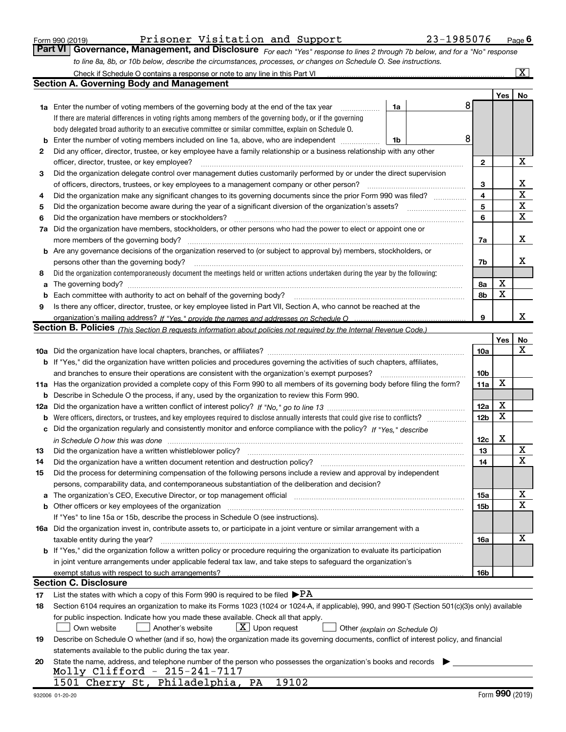Form 990 (2019) Prisoner Visitation and Support 23-1985076 Page 6

**Part VI Governance, Management, and Disclosure** *For each "Yes" response to lines 2 through 7b below, and for a "No" response to line 8a, 8b, or 10b below, describe the circumstances, processes, or changes on Schedule O. See instructions.*

Check if Schedule O contains a response or note to any line in this Part VI ... [X]

## Section A. Governing Body and Management

| | | | Yes | No |
|---|---|---|---|---|
| **1a** | Enter the number of voting members of the governing body at the end of the tax year ... **1a** 8<br>If there are material differences in voting rights among members of the governing body, or if the governing body delegated broad authority to an executive committee or similar committee, explain on Schedule O. | | | |
| **b** | Enter the number of voting members included on line 1a, above, who are independent ... **1b** 8 | | | |
| **2** | Did any officer, director, trustee, or key employee have a family relationship or a business relationship with any other officer, director, trustee, or key employee? | **2** | | X |
| **3** | Did the organization delegate control over management duties customarily performed by or under the direct supervision of officers, directors, trustees, or key employees to a management company or other person? | **3** | | X |
| **4** | Did the organization make any significant changes to its governing documents since the prior Form 990 was filed? | **4** | | X |
| **5** | Did the organization become aware during the year of a significant diversion of the organization's assets? | **5** | | X |
| **6** | Did the organization have members or stockholders? | **6** | | X |
| **7a** | Did the organization have members, stockholders, or other persons who had the power to elect or appoint one or more members of the governing body? | **7a** | | X |
| **b** | Are any governance decisions of the organization reserved to (or subject to approval by) members, stockholders, or persons other than the governing body? | **7b** | | X |
| **8** | Did the organization contemporaneously document the meetings held or written actions undertaken during the year by the following: | | | |
| **a** | The governing body? | **8a** | X | |
| **b** | Each committee with authority to act on behalf of the governing body? | **8b** | X | |
| **9** | Is there any officer, director, trustee, or key employee listed in Part VII, Section A, who cannot be reached at the organization's mailing address? *If "Yes," provide the names and addresses on Schedule O* | **9** | | X |

## Section B. Policies *(This Section B requests information about policies not required by the Internal Revenue Code.)*

| | | | Yes | No |
|---|---|---|---|---|
| **10a** | Did the organization have local chapters, branches, or affiliates? | **10a** | | X |
| **b** | If "Yes," did the organization have written policies and procedures governing the activities of such chapters, affiliates, and branches to ensure their operations are consistent with the organization's exempt purposes? | **10b** | | |
| **11a** | Has the organization provided a complete copy of this Form 990 to all members of its governing body before filing the form? | **11a** | X | |
| **b** | Describe in Schedule O the process, if any, used by the organization to review this Form 990. | | | |
| **12a** | Did the organization have a written conflict of interest policy? *If "No," go to line 13* | **12a** | X | |
| **b** | Were officers, directors, or trustees, and key employees required to disclose annually interests that could give rise to conflicts? | **12b** | X | |
| **c** | Did the organization regularly and consistently monitor and enforce compliance with the policy? *If "Yes," describe in Schedule O how this was done* | **12c** | X | |
| **13** | Did the organization have a written whistleblower policy? | **13** | | X |
| **14** | Did the organization have a written document retention and destruction policy? | **14** | | X |
| **15** | Did the process for determining compensation of the following persons include a review and approval by independent persons, comparability data, and contemporaneous substantiation of the deliberation and decision? | | | |
| **a** | The organization's CEO, Executive Director, or top management official | **15a** | | X |
| **b** | Other officers or key employees of the organization<br>If "Yes" to line 15a or 15b, describe the process in Schedule O (see instructions). | **15b** | | X |
| **16a** | Did the organization invest in, contribute assets to, or participate in a joint venture or similar arrangement with a taxable entity during the year? | **16a** | | X |
| **b** | If "Yes," did the organization follow a written policy or procedure requiring the organization to evaluate its participation in joint venture arrangements under applicable federal tax law, and take steps to safeguard the organization's exempt status with respect to such arrangements? | **16b** | | |

## Section C. Disclosure

**17** List the states with which a copy of this Form 990 is required to be filed ▶PA

**18** Section 6104 requires an organization to make its Forms 1023 (1024 or 1024-A, if applicable), 990, and 990-T (Section 501(c)(3)s only) available for public inspection. Indicate how you made these available. Check all that apply.

[ ] Own website [ ] Another's website [X] Upon request [ ] Other *(explain on Schedule O)*

**19** Describe on Schedule O whether (and if so, how) the organization made its governing documents, conflict of interest policy, and financial statements available to the public during the tax year.

**20** State the name, address, and telephone number of the person who possesses the organization's books and records ▶

Molly Clifford - 215-241-7117
1501 Cherry St, Philadelphia, PA 19102

932006 01-20-20 Form **990** (2019)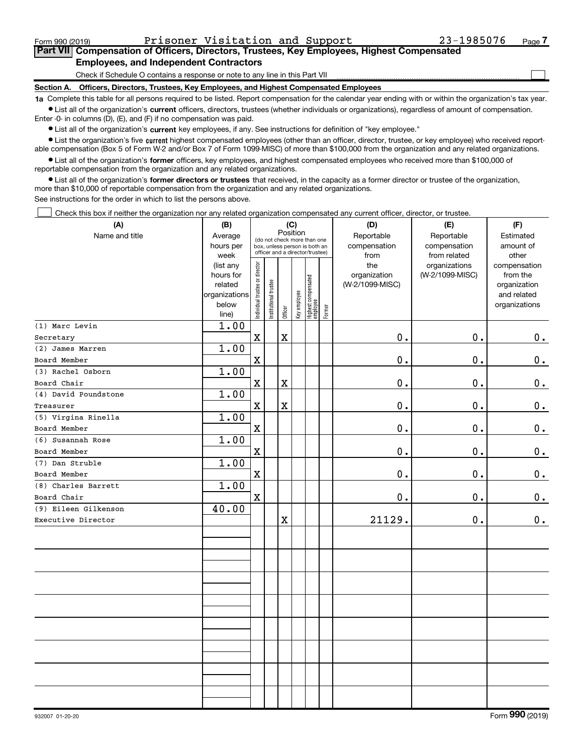Form 990 (2019) Prisoner Visitation and Support 23-1985076 Page 7

**Part VII Compensation of Officers, Directors, Trustees, Key Employees, Highest Compensated Employees, and Independent Contractors**

Check if Schedule O contains a response or note to any line in this Part VII

**Section A. Officers, Directors, Trustees, Key Employees, and Highest Compensated Employees**

**1a** Complete this table for all persons required to be listed. Report compensation for the calendar year ending with or within the organization's tax year.

- List all of the organization's **current** officers, directors, trustees (whether individuals or organizations), regardless of amount of compensation. Enter -0- in columns (D), (E), and (F) if no compensation was paid.
- List all of the organization's **current** key employees, if any. See instructions for definition of "key employee."
- List the organization's five **current** highest compensated employees (other than an officer, director, trustee, or key employee) who received reportable compensation (Box 5 of Form W-2 and/or Box 7 of Form 1099-MISC) of more than $100,000 from the organization and any related organizations.
- List all of the organization's **former** officers, key employees, and highest compensated employees who received more than $100,000 of reportable compensation from the organization and any related organizations.
- List all of the organization's **former directors or trustees** that received, in the capacity as a former director or trustee of the organization, more than $10,000 of reportable compensation from the organization and any related organizations.

See instructions for the order in which to list the persons above.

Check this box if neither the organization nor any related organization compensated any current officer, director, or trustee.

| (A) Name and title | (B) Average hours per week (list any hours for related organizations below line) | (C) Position: Individual trustee or director | Institutional trustee | Officer | Key employee | Highest compensated employee | Former | (D) Reportable compensation from the organization (W-2/1099-MISC) | (E) Reportable compensation from related organizations (W-2/1099-MISC) | (F) Estimated amount of other compensation from the organization and related organizations |
|---|---|---|---|---|---|---|---|---|---|---|
| (1) Marc Levin<br>Secretary | 1.00 | X | | X | | | | 0. | 0. | 0. |
| (2) James Marren<br>Board Member | 1.00 | X | | | | | | 0. | 0. | 0. |
| (3) Rachel Osborn<br>Board Chair | 1.00 | X | | X | | | | 0. | 0. | 0. |
| (4) David Poundstone<br>Treasurer | 1.00 | X | | X | | | | 0. | 0. | 0. |
| (5) Virgina Rinella<br>Board Member | 1.00 | X | | | | | | 0. | 0. | 0. |
| (6) Susannah Rose<br>Board Member | 1.00 | X | | | | | | 0. | 0. | 0. |
| (7) Dan Struble<br>Board Member | 1.00 | X | | | | | | 0. | 0. | 0. |
| (8) Charles Barrett<br>Board Chair | 1.00 | X | | | | | | 0. | 0. | 0. |
| (9) Eileen Gilkenson<br>Executive Director | 40.00 | | | X | | | | 21129. | 0. | 0. |
| | | | | | | | | | | |
| | | | | | | | | | | |
| | | | | | | | | | | |
| | | | | | | | | | | |
| | | | | | | | | | | |
| | | | | | | | | | | |
| | | | | | | | | | | |
| | | | | | | | | | | |

932007 01-20-20 Form 990 (2019)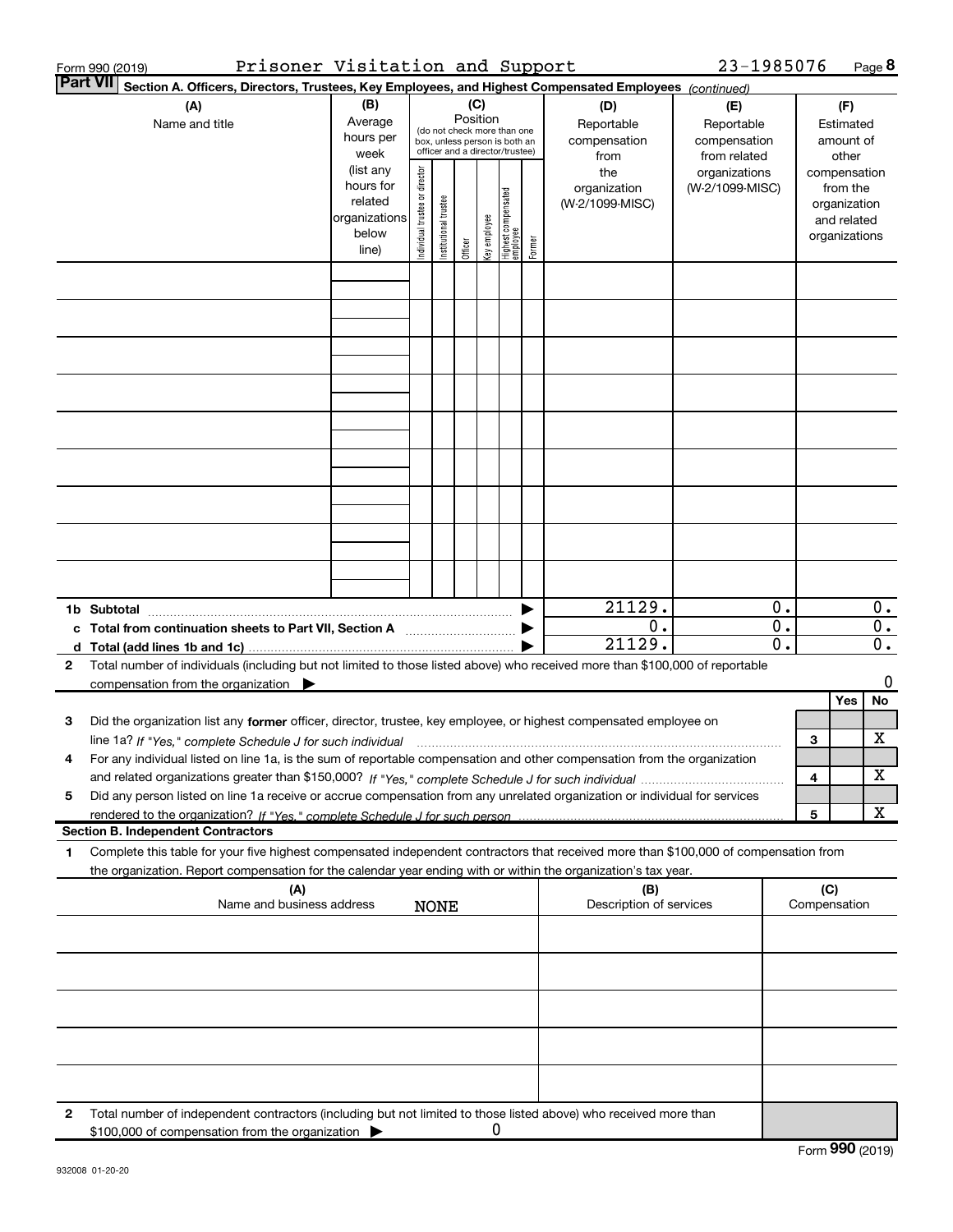Form 990 (2019) Prisoner Visitation and Support 23-1985076

## Part VII Section A. Officers, Directors, Trustees, Key Employees, and Highest Compensated Employees *(continued)*

| (A) Name and title | (B) Average hours per week (list any hours for related organizations below line) | (C) Position (do not check more than one box, unless person is both an officer and a director/trustee): Individual trustee or director | Institutional trustee | Officer | Key employee | Highest compensated employee | Former | (D) Reportable compensation from the organization (W-2/1099-MISC) | (E) Reportable compensation from related organizations (W-2/1099-MISC) | (F) Estimated amount of other compensation from the organization and related organizations |
|---|---|---|---|---|---|---|---|---|---|---|
| | | | | | | | | | | |
| | | | | | | | | | | |
| | | | | | | | | | | |
| | | | | | | | | | | |
| | | | | | | | | | | |
| | | | | | | | | | | |
| | | | | | | | | | | |
| | | | | | | | | | | |
| | | | | | | | | | | |
| **1b Subtotal** | | | | | | | | 21129. | 0. | 0. |
| **c Total from continuation sheets to Part VII, Section A** | | | | | | | | 0. | 0. | 0. |
| **d Total (add lines 1b and 1c)** | | | | | | | | 21129. | 0. | 0. |

2 Total number of individuals (including but not limited to those listed above) who received more than $100,000 of reportable compensation from the organization ▶ 0

| | | Yes | No |
|---|---|---|---|
| 3 Did the organization list any **former** officer, director, trustee, key employee, or highest compensated employee on line 1a? *If "Yes," complete Schedule J for such individual* | 3 | | X |
| 4 For any individual listed on line 1a, is the sum of reportable compensation and other compensation from the organization and related organizations greater than $150,000? *If "Yes," complete Schedule J for such individual* | 4 | | X |
| 5 Did any person listed on line 1a receive or accrue compensation from any unrelated organization or individual for services rendered to the organization? *If "Yes," complete Schedule J for such person* | 5 | | X |

### Section B. Independent Contractors

1 Complete this table for your five highest compensated independent contractors that received more than $100,000 of compensation from the organization. Report compensation for the calendar year ending with or within the organization's tax year.

| (A) Name and business address | (B) Description of services | (C) Compensation |
|---|---|---|
| NONE | | |
| | | |
| | | |
| | | |
| | | |

2 Total number of independent contractors (including but not limited to those listed above) who received more than $100,000 of compensation from the organization ▶ 0

Form **990** (2019)

932008 01-20-20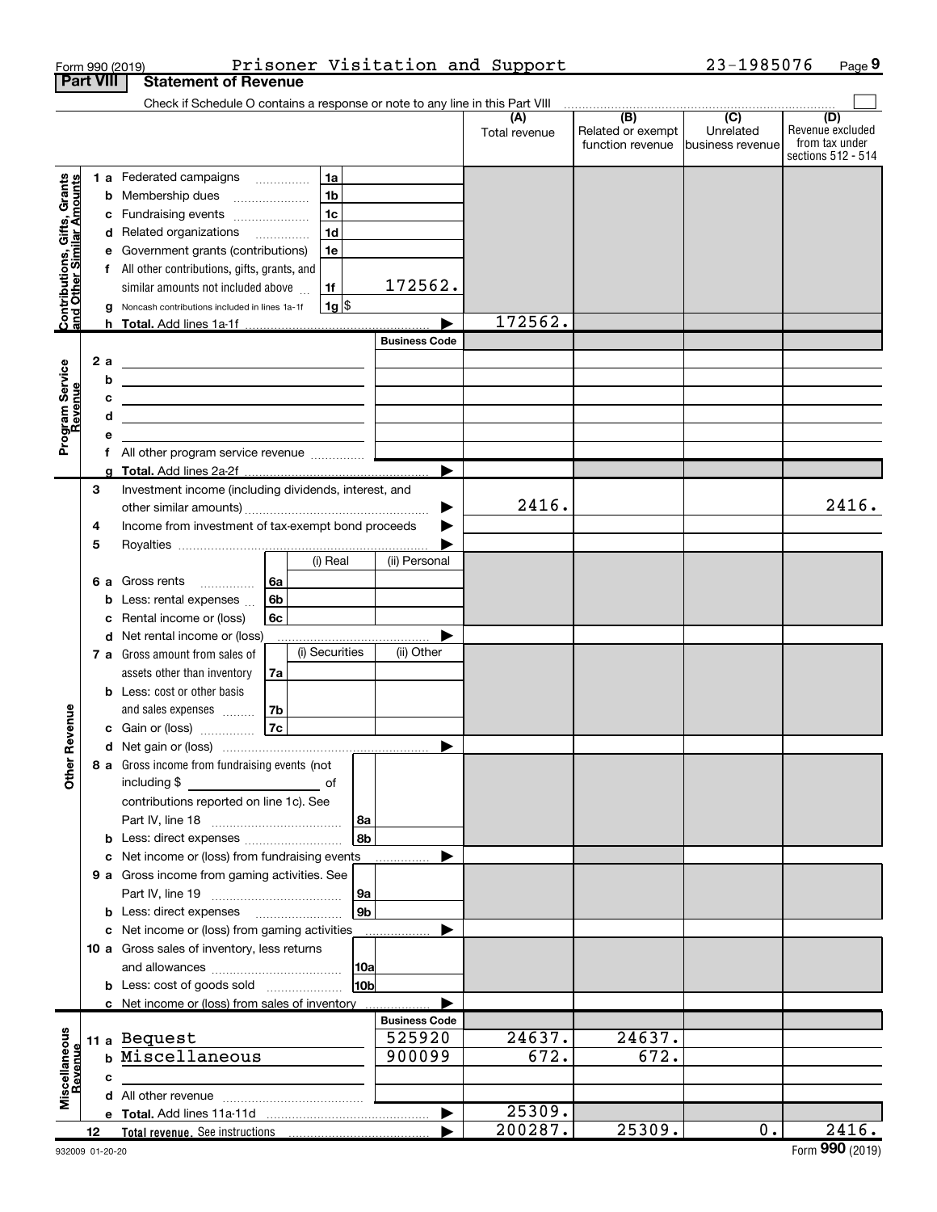Form 990 (2019) Prisoner Visitation and Support 23-1985076 Page 9

**Part VIII Statement of Revenue**

Check if Schedule O contains a response or note to any line in this Part VIII ☐

| | | | | (A) Total revenue | (B) Related or exempt function revenue | (C) Unrelated business revenue | (D) Revenue excluded from tax under sections 512 - 514 |
|---|---|---|---|---|---|---|---|
| **Contributions, Gifts, Grants and Other Similar Amounts** | 1 a Federated campaigns | 1a | | | | | |
| | b Membership dues | 1b | | | | | |
| | c Fundraising events | 1c | | | | | |
| | d Related organizations | 1d | | | | | |
| | e Government grants (contributions) | 1e | | | | | |
| | f All other contributions, gifts, grants, and similar amounts not included above | 1f | 172562. | | | | |
| | g Noncash contributions included in lines 1a-1f | 1g | $ | | | | |
| | h **Total.** Add lines 1a-1f | | ▶ | 172562. | | | |
| **Program Service Revenue** | | | **Business Code** | | | | |
| | 2 a | | | | | | |
| | b | | | | | | |
| | c | | | | | | |
| | d | | | | | | |
| | e | | | | | | |
| | f All other program service revenue | | | | | | |
| | g **Total.** Add lines 2a-2f | | ▶ | | | | |
| **Other Revenue** | 3 Investment income (including dividends, interest, and other similar amounts) | | ▶ | 2416. | | | 2416. |
| | 4 Income from investment of tax-exempt bond proceeds | | ▶ | | | | |
| | 5 Royalties | | ▶ | | | | |
| | | (i) Real | (ii) Personal | | | | |
| | 6 a Gross rents | 6a | | | | | |
| | b Less: rental expenses | 6b | | | | | |
| | c Rental income or (loss) | 6c | | | | | |
| | d Net rental income or (loss) | | ▶ | | | | |
| | | (i) Securities | (ii) Other | | | | |
| | 7 a Gross amount from sales of assets other than inventory | 7a | | | | | |
| | b Less: cost or other basis and sales expenses | 7b | | | | | |
| | c Gain or (loss) | 7c | | | | | |
| | d Net gain or (loss) | | ▶ | | | | |
| | 8 a Gross income from fundraising events (not including $ ______ of contributions reported on line 1c). See Part IV, line 18 | 8a | | | | | |
| | b Less: direct expenses | 8b | | | | | |
| | c Net income or (loss) from fundraising events | | ▶ | | | | |
| | 9 a Gross income from gaming activities. See Part IV, line 19 | 9a | | | | | |
| | b Less: direct expenses | 9b | | | | | |
| | c Net income or (loss) from gaming activities | | ▶ | | | | |
| | 10 a Gross sales of inventory, less returns and allowances | 10a | | | | | |
| | b Less: cost of goods sold | 10b | | | | | |
| | c Net income or (loss) from sales of inventory | | ▶ | | | | |
| **Miscellaneous Revenue** | | | **Business Code** | | | | |
| | 11 a Bequest | | 525920 | 24637. | 24637. | | |
| | b Miscellaneous | | 900099 | 672. | 672. | | |
| | c | | | | | | |
| | d All other revenue | | | | | | |
| | e **Total.** Add lines 11a-11d | | ▶ | 25309. | | | |
| | 12 **Total revenue.** See instructions | | ▶ | 200287. | 25309. | 0. | 2416. |

932009 01-20-20 Form **990** (2019)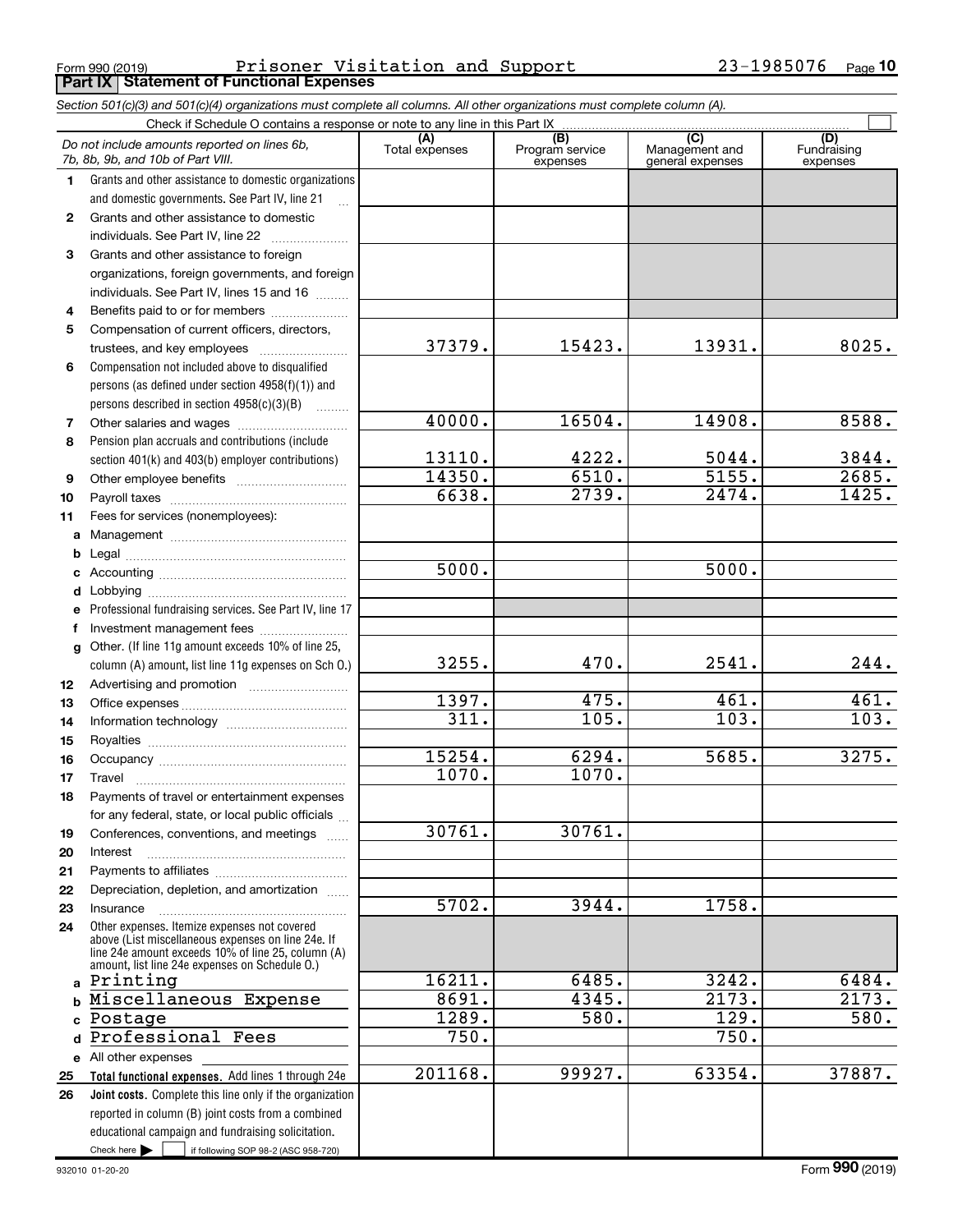Form 990 (2019) Prisoner Visitation and Support 23-1985076 Page 10

## Part IX Statement of Functional Expenses

*Section 501(c)(3) and 501(c)(4) organizations must complete all columns. All other organizations must complete column (A).*

Check if Schedule O contains a response or note to any line in this Part IX ☐

| *Do not include amounts reported on lines 6b, 7b, 8b, 9b, and 10b of Part VIII.* | (A) Total expenses | (B) Program service expenses | (C) Management and general expenses | (D) Fundraising expenses |
|---|---|---|---|---|
| **1** Grants and other assistance to domestic organizations and domestic governments. See Part IV, line 21 | | | | |
| **2** Grants and other assistance to domestic individuals. See Part IV, line 22 | | | | |
| **3** Grants and other assistance to foreign organizations, foreign governments, and foreign individuals. See Part IV, lines 15 and 16 | | | | |
| **4** Benefits paid to or for members | | | | |
| **5** Compensation of current officers, directors, trustees, and key employees | 37379. | 15423. | 13931. | 8025. |
| **6** Compensation not included above to disqualified persons (as defined under section 4958(f)(1)) and persons described in section 4958(c)(3)(B) | | | | |
| **7** Other salaries and wages | 40000. | 16504. | 14908. | 8588. |
| **8** Pension plan accruals and contributions (include section 401(k) and 403(b) employer contributions) | 13110. | 4222. | 5044. | 3844. |
| **9** Other employee benefits | 14350. | 6510. | 5155. | 2685. |
| **10** Payroll taxes | 6638. | 2739. | 2474. | 1425. |
| **11** Fees for services (nonemployees): | | | | |
| **a** Management | | | | |
| **b** Legal | | | | |
| **c** Accounting | 5000. | | 5000. | |
| **d** Lobbying | | | | |
| **e** Professional fundraising services. See Part IV, line 17 | | | | |
| **f** Investment management fees | | | | |
| **g** Other. (If line 11g amount exceeds 10% of line 25, column (A) amount, list line 11g expenses on Sch O.) | 3255. | 470. | 2541. | 244. |
| **12** Advertising and promotion | | | | |
| **13** Office expenses | 1397. | 475. | 461. | 461. |
| **14** Information technology | 311. | 105. | 103. | 103. |
| **15** Royalties | | | | |
| **16** Occupancy | 15254. | 6294. | 5685. | 3275. |
| **17** Travel | 1070. | 1070. | | |
| **18** Payments of travel or entertainment expenses for any federal, state, or local public officials | | | | |
| **19** Conferences, conventions, and meetings | 30761. | 30761. | | |
| **20** Interest | | | | |
| **21** Payments to affiliates | | | | |
| **22** Depreciation, depletion, and amortization | | | | |
| **23** Insurance | 5702. | 3944. | 1758. | |
| **24** Other expenses. Itemize expenses not covered above (List miscellaneous expenses on line 24e. If line 24e amount exceeds 10% of line 25, column (A) amount, list line 24e expenses on Schedule O.) | | | | |
| **a** Printing | 16211. | 6485. | 3242. | 6484. |
| **b** Miscellaneous Expense | 8691. | 4345. | 2173. | 2173. |
| **c** Postage | 1289. | 580. | 129. | 580. |
| **d** Professional Fees | 750. | | 750. | |
| **e** All other expenses | | | | |
| **25** **Total functional expenses.** Add lines 1 through 24e | 201168. | 99927. | 63354. | 37887. |
| **26** **Joint costs.** Complete this line only if the organization reported in column (B) joint costs from a combined educational campaign and fundraising solicitation. Check here ☐ if following SOP 98-2 (ASC 958-720) | | | | |

932010 01-20-20 Form **990** (2019)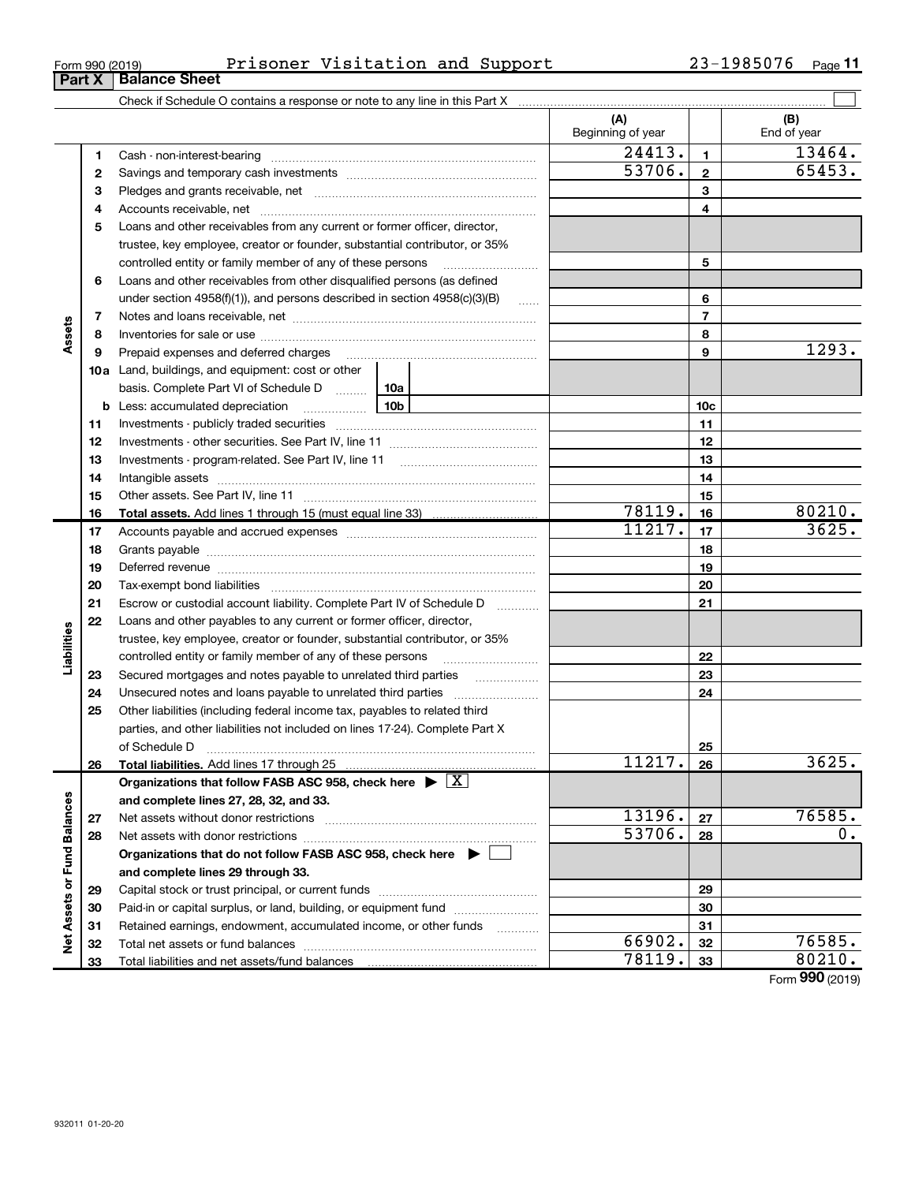Form 990 (2019) Prisoner Visitation and Support 23-1985076

## Part X Balance Sheet

Check if Schedule O contains a response or note to any line in this Part X

| Section | Line | Description | (A) Beginning of year | | (B) End of year |
|---|---|---|---|---|---|
| Assets | 1 | Cash - non-interest-bearing | 24413. | 1 | 13464. |
| | 2 | Savings and temporary cash investments | 53706. | 2 | 65453. |
| | 3 | Pledges and grants receivable, net | | 3 | |
| | 4 | Accounts receivable, net | | 4 | |
| | 5 | Loans and other receivables from any current or former officer, director, trustee, key employee, creator or founder, substantial contributor, or 35% controlled entity or family member of any of these persons | | 5 | |
| | 6 | Loans and other receivables from other disqualified persons (as defined under section 4958(f)(1)), and persons described in section 4958(c)(3)(B) | | 6 | |
| | 7 | Notes and loans receivable, net | | 7 | |
| | 8 | Inventories for sale or use | | 8 | |
| | 9 | Prepaid expenses and deferred charges | | 9 | 1293. |
| | 10a | Land, buildings, and equipment: cost or other basis. Complete Part VI of Schedule D (10a) | | | |
| | b | Less: accumulated depreciation (10b) | | 10c | |
| | 11 | Investments - publicly traded securities | | 11 | |
| | 12 | Investments - other securities. See Part IV, line 11 | | 12 | |
| | 13 | Investments - program-related. See Part IV, line 11 | | 13 | |
| | 14 | Intangible assets | | 14 | |
| | 15 | Other assets. See Part IV, line 11 | | 15 | |
| | 16 | **Total assets.** Add lines 1 through 15 (must equal line 33) | 78119. | 16 | 80210. |
| Liabilities | 17 | Accounts payable and accrued expenses | 11217. | 17 | 3625. |
| | 18 | Grants payable | | 18 | |
| | 19 | Deferred revenue | | 19 | |
| | 20 | Tax-exempt bond liabilities | | 20 | |
| | 21 | Escrow or custodial account liability. Complete Part IV of Schedule D | | 21 | |
| | 22 | Loans and other payables to any current or former officer, director, trustee, key employee, creator or founder, substantial contributor, or 35% controlled entity or family member of any of these persons | | 22 | |
| | 23 | Secured mortgages and notes payable to unrelated third parties | | 23 | |
| | 24 | Unsecured notes and loans payable to unrelated third parties | | 24 | |
| | 25 | Other liabilities (including federal income tax, payables to related third parties, and other liabilities not included on lines 17-24). Complete Part X of Schedule D | | 25 | |
| | 26 | **Total liabilities.** Add lines 17 through 25 | 11217. | 26 | 3625. |
| Net Assets or Fund Balances | | **Organizations that follow FASB ASC 958, check here ▶ [X] and complete lines 27, 28, 32, and 33.** | | | |
| | 27 | Net assets without donor restrictions | 13196. | 27 | 76585. |
| | 28 | Net assets with donor restrictions | 53706. | 28 | 0. |
| | | **Organizations that do not follow FASB ASC 958, check here ▶ [ ] and complete lines 29 through 33.** | | | |
| | 29 | Capital stock or trust principal, or current funds | | 29 | |
| | 30 | Paid-in or capital surplus, or land, building, or equipment fund | | 30 | |
| | 31 | Retained earnings, endowment, accumulated income, or other funds | | 31 | |
| | 32 | Total net assets or fund balances | 66902. | 32 | 76585. |
| | 33 | Total liabilities and net assets/fund balances | 78119. | 33 | 80210. |

Form 990 (2019)

932011 01-20-20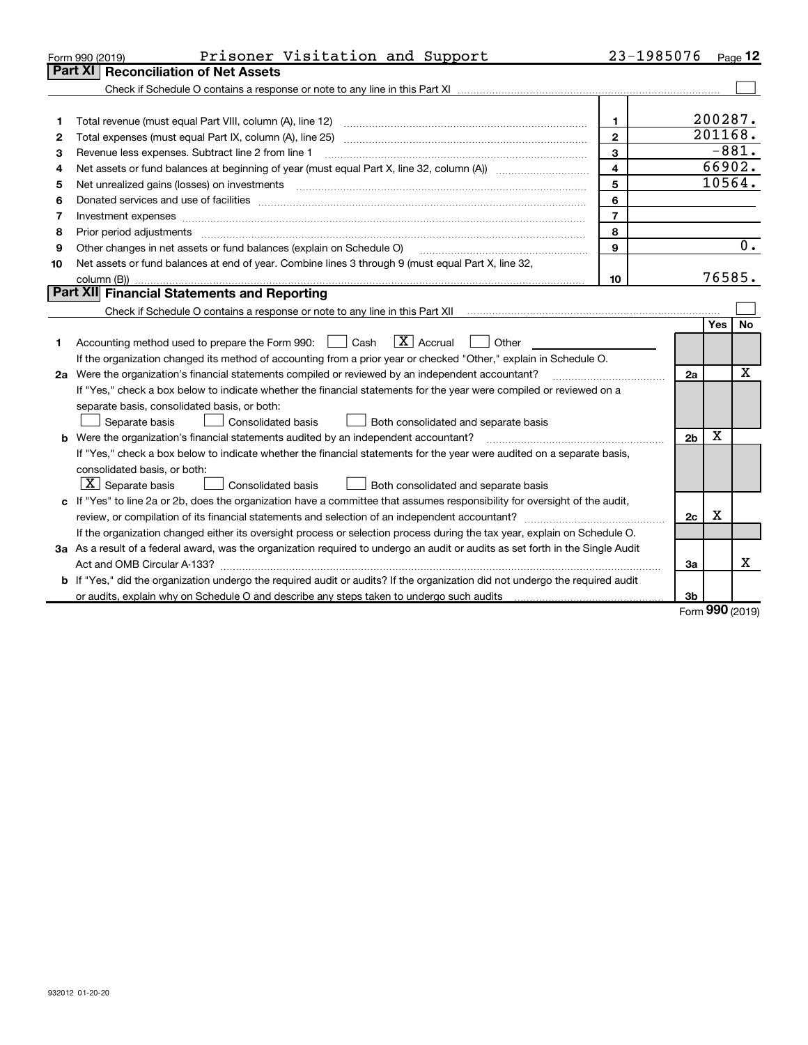Form 990 (2019) Prisoner Visitation and Support 23-1985076 Page **12**

## Part XI Reconciliation of Net Assets

Check if Schedule O contains a response or note to any line in this Part XI ☐

| | | | |
|---|---|---|---|
| 1 | Total revenue (must equal Part VIII, column (A), line 12) | 1 | 200287. |
| 2 | Total expenses (must equal Part IX, column (A), line 25) | 2 | 201168. |
| 3 | Revenue less expenses. Subtract line 2 from line 1 | 3 | -881. |
| 4 | Net assets or fund balances at beginning of year (must equal Part X, line 32, column (A)) | 4 | 66902. |
| 5 | Net unrealized gains (losses) on investments | 5 | 10564. |
| 6 | Donated services and use of facilities | 6 | |
| 7 | Investment expenses | 7 | |
| 8 | Prior period adjustments | 8 | |
| 9 | Other changes in net assets or fund balances (explain on Schedule O) | 9 | 0. |
| 10 | Net assets or fund balances at end of year. Combine lines 3 through 9 (must equal Part X, line 32, column (B)) | 10 | 76585. |

## Part XII Financial Statements and Reporting

Check if Schedule O contains a response or note to any line in this Part XII ☐

| | | | Yes | No |
|---|---|---|---|---|
| 1 | Accounting method used to prepare the Form 990: ☐ Cash ☒ Accrual ☐ Other<br>If the organization changed its method of accounting from a prior year or checked "Other," explain in Schedule O. | | | |
| 2a | Were the organization's financial statements compiled or reviewed by an independent accountant?<br>If "Yes," check a box below to indicate whether the financial statements for the year were compiled or reviewed on a separate basis, consolidated basis, or both:<br>☐ Separate basis ☐ Consolidated basis ☐ Both consolidated and separate basis | 2a | | X |
| b | Were the organization's financial statements audited by an independent accountant?<br>If "Yes," check a box below to indicate whether the financial statements for the year were audited on a separate basis, consolidated basis, or both:<br>☒ Separate basis ☐ Consolidated basis ☐ Both consolidated and separate basis | 2b | X | |
| c | If "Yes" to line 2a or 2b, does the organization have a committee that assumes responsibility for oversight of the audit, review, or compilation of its financial statements and selection of an independent accountant?<br>If the organization changed either its oversight process or selection process during the tax year, explain on Schedule O. | 2c | X | |
| 3a | As a result of a federal award, was the organization required to undergo an audit or audits as set forth in the Single Audit Act and OMB Circular A-133? | 3a | | X |
| b | If "Yes," did the organization undergo the required audit or audits? If the organization did not undergo the required audit or audits, explain why on Schedule O and describe any steps taken to undergo such audits | 3b | | |

Form **990** (2019)

932012 01-20-20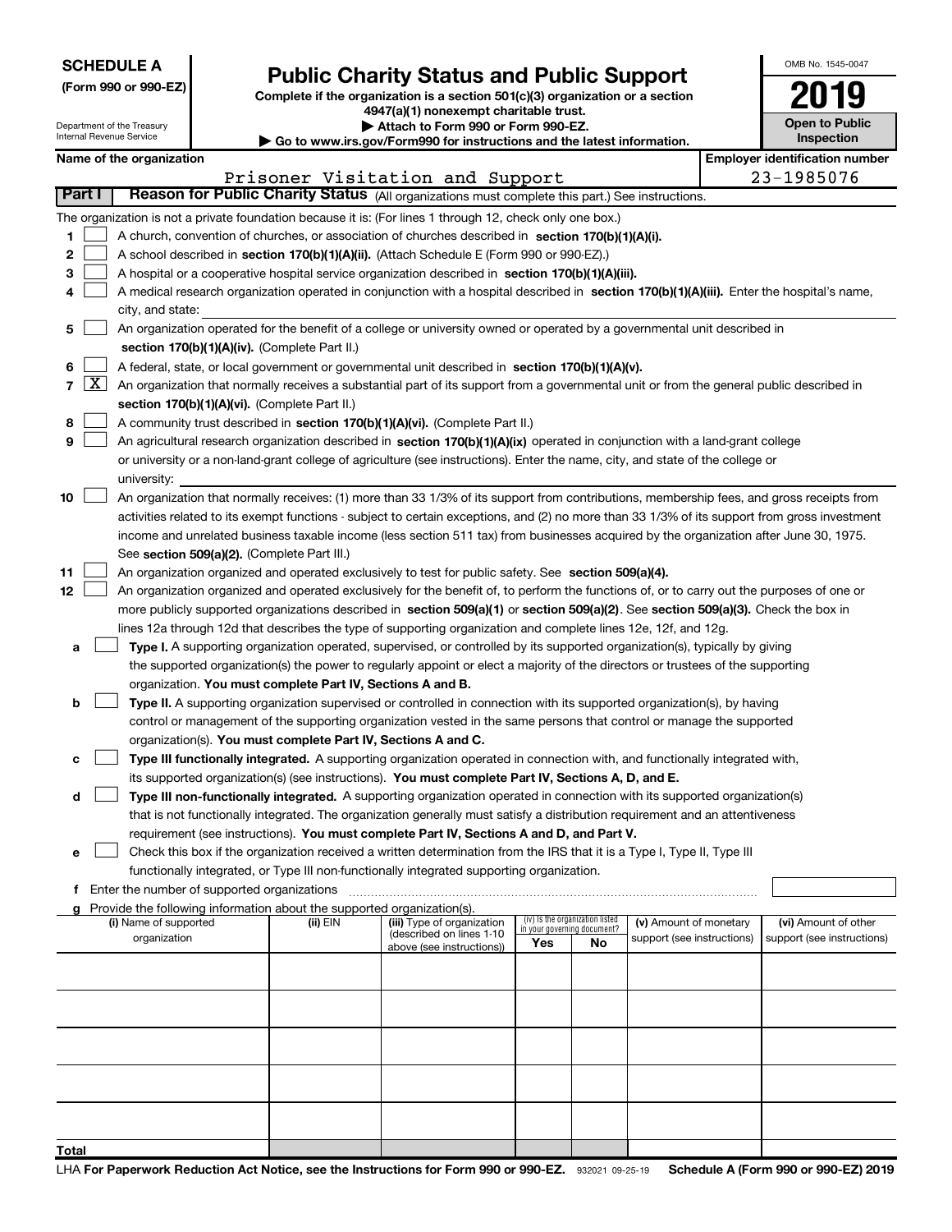**SCHEDULE A**
**(Form 990 or 990-EZ)**

Department of the Treasury
Internal Revenue Service

# Public Charity Status and Public Support

**Complete if the organization is a section 501(c)(3) organization or a section 4947(a)(1) nonexempt charitable trust.**
**▶ Attach to Form 990 or Form 990-EZ.**
**▶ Go to www.irs.gov/Form990 for instructions and the latest information.**

OMB No. 1545-0047

**2019**

**Open to Public Inspection**

**Name of the organization**
Prisoner Visitation and Support

**Employer identification number**
23-1985076

## Part I Reason for Public Charity Status (All organizations must complete this part.) See instructions.

The organization is not a private foundation because it is: (For lines 1 through 12, check only one box.)

1. [ ] A church, convention of churches, or association of churches described in **section 170(b)(1)(A)(i).**
2. [ ] A school described in **section 170(b)(1)(A)(ii).** (Attach Schedule E (Form 990 or 990-EZ).)
3. [ ] A hospital or a cooperative hospital service organization described in **section 170(b)(1)(A)(iii).**
4. [ ] A medical research organization operated in conjunction with a hospital described in **section 170(b)(1)(A)(iii).** Enter the hospital's name, city, and state:
5. [ ] An organization operated for the benefit of a college or university owned or operated by a governmental unit described in **section 170(b)(1)(A)(iv).** (Complete Part II.)
6. [ ] A federal, state, or local government or governmental unit described in **section 170(b)(1)(A)(v).**
7. [X] An organization that normally receives a substantial part of its support from a governmental unit or from the general public described in **section 170(b)(1)(A)(vi).** (Complete Part II.)
8. [ ] A community trust described in **section 170(b)(1)(A)(vi).** (Complete Part II.)
9. [ ] An agricultural research organization described in **section 170(b)(1)(A)(ix)** operated in conjunction with a land-grant college or university or a non-land-grant college of agriculture (see instructions). Enter the name, city, and state of the college or university:
10. [ ] An organization that normally receives: (1) more than 33 1/3% of its support from contributions, membership fees, and gross receipts from activities related to its exempt functions - subject to certain exceptions, and (2) no more than 33 1/3% of its support from gross investment income and unrelated business taxable income (less section 511 tax) from businesses acquired by the organization after June 30, 1975. See **section 509(a)(2).** (Complete Part III.)
11. [ ] An organization organized and operated exclusively to test for public safety. See **section 509(a)(4).**
12. [ ] An organization organized and operated exclusively for the benefit of, to perform the functions of, or to carry out the purposes of one or more publicly supported organizations described in **section 509(a)(1)** or **section 509(a)(2)**. See **section 509(a)(3).** Check the box in lines 12a through 12d that describes the type of supporting organization and complete lines 12e, 12f, and 12g.
   - **a** [ ] **Type I.** A supporting organization operated, supervised, or controlled by its supported organization(s), typically by giving the supported organization(s) the power to regularly appoint or elect a majority of the directors or trustees of the supporting organization. **You must complete Part IV, Sections A and B.**
   - **b** [ ] **Type II.** A supporting organization supervised or controlled in connection with its supported organization(s), by having control or management of the supporting organization vested in the same persons that control or manage the supported organization(s). **You must complete Part IV, Sections A and C.**
   - **c** [ ] **Type III functionally integrated.** A supporting organization operated in connection with, and functionally integrated with, its supported organization(s) (see instructions). **You must complete Part IV, Sections A, D, and E.**
   - **d** [ ] **Type III non-functionally integrated.** A supporting organization operated in connection with its supported organization(s) that is not functionally integrated. The organization generally must satisfy a distribution requirement and an attentiveness requirement (see instructions). **You must complete Part IV, Sections A and D, and Part V.**
   - **e** [ ] Check this box if the organization received a written determination from the IRS that it is a Type I, Type II, Type III functionally integrated, or Type III non-functionally integrated supporting organization.
   - **f** Enter the number of supported organizations
   - **g** Provide the following information about the supported organization(s).

| (i) Name of supported organization | (ii) EIN | (iii) Type of organization (described on lines 1-10 above (see instructions)) | (iv) Is the organization listed in your governing document? Yes | No | (v) Amount of monetary support (see instructions) | (vi) Amount of other support (see instructions) |
|---|---|---|---|---|---|---|
| | | | | | | |
| | | | | | | |
| | | | | | | |
| | | | | | | |
| | | | | | | |
| **Total** | | | | | | |

LHA **For Paperwork Reduction Act Notice, see the Instructions for Form 990 or 990-EZ.** 932021 09-25-19 **Schedule A (Form 990 or 990-EZ) 2019**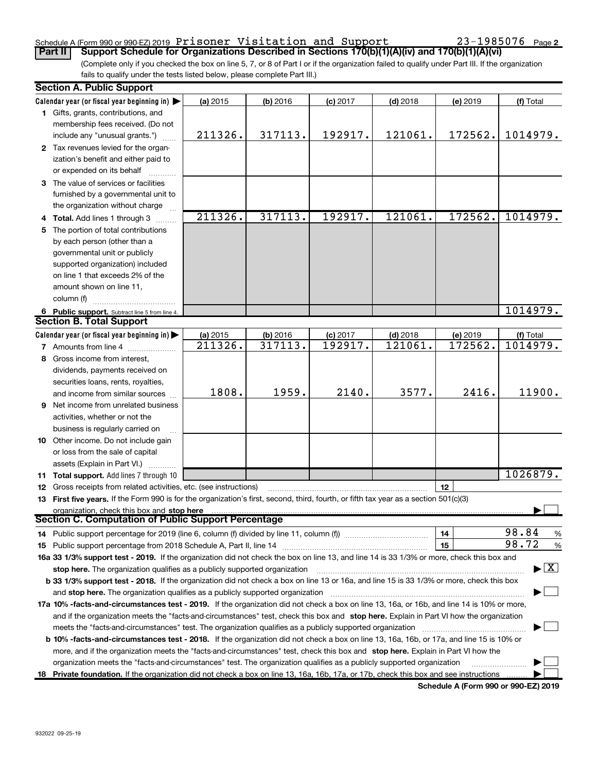Schedule A (Form 990 or 990-EZ) 2019 Prisoner Visitation and Support 23-1985076 Page 2

**Part II Support Schedule for Organizations Described in Sections 170(b)(1)(A)(iv) and 170(b)(1)(A)(vi)**

(Complete only if you checked the box on line 5, 7, or 8 of Part I or if the organization failed to qualify under Part III. If the organization fails to qualify under the tests listed below, please complete Part III.)

**Section A. Public Support**

| Calendar year (or fiscal year beginning in) ▶ | (a) 2015 | (b) 2016 | (c) 2017 | (d) 2018 | (e) 2019 | (f) Total |
|---|---|---|---|---|---|---|
| 1 Gifts, grants, contributions, and membership fees received. (Do not include any "unusual grants.") | 211326. | 317113. | 192917. | 121061. | 172562. | 1014979. |
| 2 Tax revenues levied for the organization's benefit and either paid to or expended on its behalf | | | | | | |
| 3 The value of services or facilities furnished by a governmental unit to the organization without charge | | | | | | |
| 4 **Total.** Add lines 1 through 3 | 211326. | 317113. | 192917. | 121061. | 172562. | 1014979. |
| 5 The portion of total contributions by each person (other than a governmental unit or publicly supported organization) included on line 1 that exceeds 2% of the amount shown on line 11, column (f) | | | | | | |
| 6 **Public support.** Subtract line 5 from line 4. | | | | | | 1014979. |

**Section B. Total Support**

| Calendar year (or fiscal year beginning in) ▶ | (a) 2015 | (b) 2016 | (c) 2017 | (d) 2018 | (e) 2019 | (f) Total |
|---|---|---|---|---|---|---|
| 7 Amounts from line 4 | 211326. | 317113. | 192917. | 121061. | 172562. | 1014979. |
| 8 Gross income from interest, dividends, payments received on securities loans, rents, royalties, and income from similar sources | 1808. | 1959. | 2140. | 3577. | 2416. | 11900. |
| 9 Net income from unrelated business activities, whether or not the business is regularly carried on | | | | | | |
| 10 Other income. Do not include gain or loss from the sale of capital assets (Explain in Part VI.) | | | | | | |
| 11 **Total support.** Add lines 7 through 10 | | | | | | 1026879. |

12 Gross receipts from related activities, etc. (see instructions) | 12 |

13 **First five years.** If the Form 990 is for the organization's first, second, third, fourth, or fifth tax year as a section 501(c)(3) organization, check this box and **stop here** ▶ ☐

**Section C. Computation of Public Support Percentage**

14 Public support percentage for 2019 (line 6, column (f) divided by line 11, column (f)) | 14 | 98.84 %

15 Public support percentage from 2018 Schedule A, Part II, line 14 | 15 | 98.72 %

**16a 33 1/3% support test - 2019.** If the organization did not check the box on line 13, and line 14 is 33 1/3% or more, check this box and **stop here.** The organization qualifies as a publicly supported organization ▶ ☒

**b 33 1/3% support test - 2018.** If the organization did not check a box on line 13 or 16a, and line 15 is 33 1/3% or more, check this box and **stop here.** The organization qualifies as a publicly supported organization ▶ ☐

**17a 10% -facts-and-circumstances test - 2019.** If the organization did not check a box on line 13, 16a, or 16b, and line 14 is 10% or more, and if the organization meets the "facts-and-circumstances" test, check this box and **stop here.** Explain in Part VI how the organization meets the "facts-and-circumstances" test. The organization qualifies as a publicly supported organization ▶ ☐

**b 10% -facts-and-circumstances test - 2018.** If the organization did not check a box on line 13, 16a, 16b, or 17a, and line 15 is 10% or more, and if the organization meets the "facts-and-circumstances" test, check this box and **stop here.** Explain in Part VI how the organization meets the "facts-and-circumstances" test. The organization qualifies as a publicly supported organization ▶ ☐

**18 Private foundation.** If the organization did not check a box on line 13, 16a, 16b, 17a, or 17b, check this box and see instructions ▶ ☐

**Schedule A (Form 990 or 990-EZ) 2019**

932022 09-25-19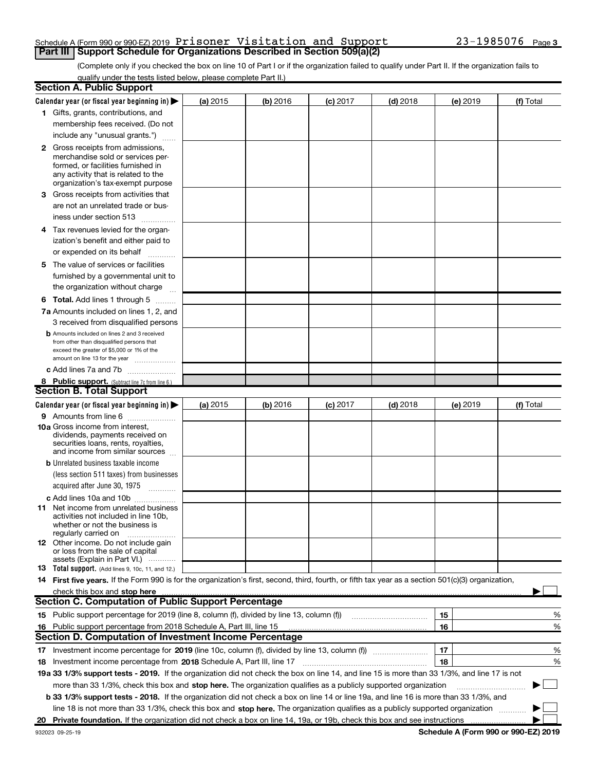Schedule A (Form 990 or 990-EZ) 2019 Prisoner Visitation and Support 23-1985076 Page 3

## Part III Support Schedule for Organizations Described in Section 509(a)(2)

(Complete only if you checked the box on line 10 of Part I or if the organization failed to qualify under Part II. If the organization fails to qualify under the tests listed below, please complete Part II.)

### Section A. Public Support

| Calendar year (or fiscal year beginning in) ▶ | (a) 2015 | (b) 2016 | (c) 2017 | (d) 2018 | (e) 2019 | (f) Total |
|---|---|---|---|---|---|---|
| 1 Gifts, grants, contributions, and membership fees received. (Do not include any "unusual grants.") | | | | | | |
| 2 Gross receipts from admissions, merchandise sold or services performed, or facilities furnished in any activity that is related to the organization's tax-exempt purpose | | | | | | |
| 3 Gross receipts from activities that are not an unrelated trade or business under section 513 | | | | | | |
| 4 Tax revenues levied for the organization's benefit and either paid to or expended on its behalf | | | | | | |
| 5 The value of services or facilities furnished by a governmental unit to the organization without charge | | | | | | |
| 6 **Total.** Add lines 1 through 5 | | | | | | |
| 7a Amounts included on lines 1, 2, and 3 received from disqualified persons | | | | | | |
| b Amounts included on lines 2 and 3 received from other than disqualified persons that exceed the greater of $5,000 or 1% of the amount on line 13 for the year | | | | | | |
| c Add lines 7a and 7b | | | | | | |
| 8 **Public support.** (Subtract line 7c from line 6.) | | | | | | |

### Section B. Total Support

| Calendar year (or fiscal year beginning in) ▶ | (a) 2015 | (b) 2016 | (c) 2017 | (d) 2018 | (e) 2019 | (f) Total |
|---|---|---|---|---|---|---|
| 9 Amounts from line 6 | | | | | | |
| 10a Gross income from interest, dividends, payments received on securities loans, rents, royalties, and income from similar sources | | | | | | |
| b Unrelated business taxable income (less section 511 taxes) from businesses acquired after June 30, 1975 | | | | | | |
| c Add lines 10a and 10b | | | | | | |
| 11 Net income from unrelated business activities not included in line 10b, whether or not the business is regularly carried on | | | | | | |
| 12 Other income. Do not include gain or loss from the sale of capital assets (Explain in Part VI.) | | | | | | |
| 13 **Total support.** (Add lines 9, 10c, 11, and 12.) | | | | | | |

**14 First five years.** If the Form 990 is for the organization's first, second, third, fourth, or fifth tax year as a section 501(c)(3) organization, check this box and **stop here** ▶ ☐

### Section C. Computation of Public Support Percentage

| | | | |
|---|---|---|---|
| 15 | Public support percentage for 2019 (line 8, column (f), divided by line 13, column (f)) | 15 | % |
| 16 | Public support percentage from 2018 Schedule A, Part III, line 15 | 16 | % |

### Section D. Computation of Investment Income Percentage

| | | | |
|---|---|---|---|
| 17 | Investment income percentage for **2019** (line 10c, column (f), divided by line 13, column (f)) | 17 | % |
| 18 | Investment income percentage from **2018** Schedule A, Part III, line 17 | 18 | % |

**19a 33 1/3% support tests - 2019.** If the organization did not check the box on line 14, and line 15 is more than 33 1/3%, and line 17 is not more than 33 1/3%, check this box and **stop here.** The organization qualifies as a publicly supported organization ▶ ☐

**b 33 1/3% support tests - 2018.** If the organization did not check a box on line 14 or line 19a, and line 16 is more than 33 1/3%, and line 18 is not more than 33 1/3%, check this box and **stop here.** The organization qualifies as a publicly supported organization ▶ ☐

**20 Private foundation.** If the organization did not check a box on line 14, 19a, or 19b, check this box and see instructions ▶ ☐

932023 09-25-19 **Schedule A (Form 990 or 990-EZ) 2019**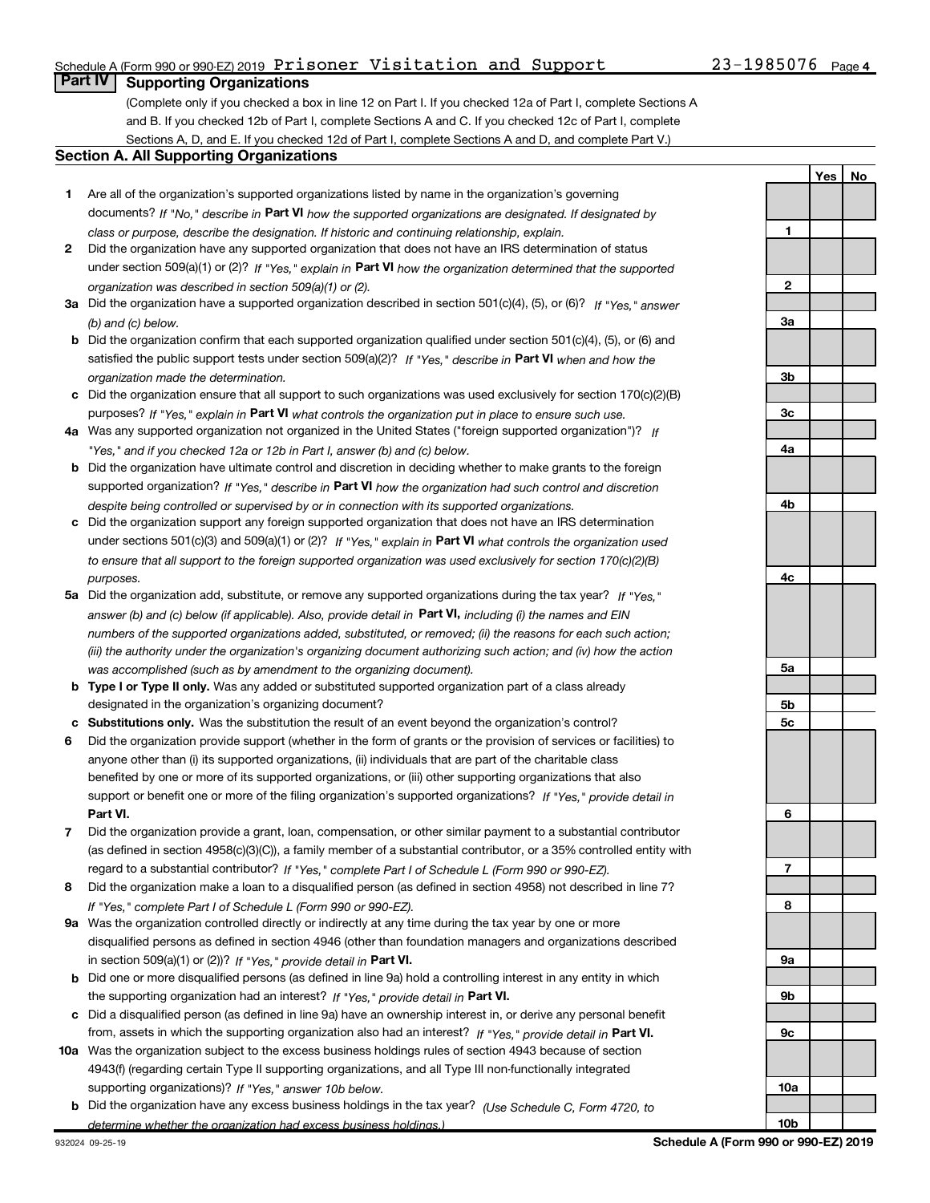Schedule A (Form 990 or 990-EZ) 2019 Prisoner Visitation and Support 23-1985076 Page 4

## Part IV Supporting Organizations

(Complete only if you checked a box in line 12 on Part I. If you checked 12a of Part I, complete Sections A and B. If you checked 12b of Part I, complete Sections A and C. If you checked 12c of Part I, complete Sections A, D, and E. If you checked 12d of Part I, complete Sections A and D, and complete Part V.)

### Section A. All Supporting Organizations

| | | | Yes | No |
|---|---|---|---|---|
| **1** | Are all of the organization's supported organizations listed by name in the organization's governing documents? *If "No," describe in* **Part VI** *how the supported organizations are designated. If designated by class or purpose, describe the designation. If historic and continuing relationship, explain.* | **1** | | |
| **2** | Did the organization have any supported organization that does not have an IRS determination of status under section 509(a)(1) or (2)? *If "Yes," explain in* **Part VI** *how the organization determined that the supported organization was described in section 509(a)(1) or (2).* | **2** | | |
| **3a** | Did the organization have a supported organization described in section 501(c)(4), (5), or (6)? *If "Yes," answer (b) and (c) below.* | **3a** | | |
| **b** | Did the organization confirm that each supported organization qualified under section 501(c)(4), (5), or (6) and satisfied the public support tests under section 509(a)(2)? *If "Yes," describe in* **Part VI** *when and how the organization made the determination.* | **3b** | | |
| **c** | Did the organization ensure that all support to such organizations was used exclusively for section 170(c)(2)(B) purposes? *If "Yes," explain in* **Part VI** *what controls the organization put in place to ensure such use.* | **3c** | | |
| **4a** | Was any supported organization not organized in the United States ("foreign supported organization")? *If "Yes," and if you checked 12a or 12b in Part I, answer (b) and (c) below.* | **4a** | | |
| **b** | Did the organization have ultimate control and discretion in deciding whether to make grants to the foreign supported organization? *If "Yes," describe in* **Part VI** *how the organization had such control and discretion despite being controlled or supervised by or in connection with its supported organizations.* | **4b** | | |
| **c** | Did the organization support any foreign supported organization that does not have an IRS determination under sections 501(c)(3) and 509(a)(1) or (2)? *If "Yes," explain in* **Part VI** *what controls the organization used to ensure that all support to the foreign supported organization was used exclusively for section 170(c)(2)(B) purposes.* | **4c** | | |
| **5a** | Did the organization add, substitute, or remove any supported organizations during the tax year? *If "Yes," answer (b) and (c) below (if applicable). Also, provide detail in* **Part VI,** *including (i) the names and EIN numbers of the supported organizations added, substituted, or removed; (ii) the reasons for each such action; (iii) the authority under the organization's organizing document authorizing such action; and (iv) how the action was accomplished (such as by amendment to the organizing document).* | **5a** | | |
| **b** | **Type I or Type II only.** Was any added or substituted supported organization part of a class already designated in the organization's organizing document? | **5b** | | |
| **c** | **Substitutions only.** Was the substitution the result of an event beyond the organization's control? | **5c** | | |
| **6** | Did the organization provide support (whether in the form of grants or the provision of services or facilities) to anyone other than (i) its supported organizations, (ii) individuals that are part of the charitable class benefited by one or more of its supported organizations, or (iii) other supporting organizations that also support or benefit one or more of the filing organization's supported organizations? *If "Yes," provide detail in* **Part VI.** | **6** | | |
| **7** | Did the organization provide a grant, loan, compensation, or other similar payment to a substantial contributor (as defined in section 4958(c)(3)(C)), a family member of a substantial contributor, or a 35% controlled entity with regard to a substantial contributor? *If "Yes," complete Part I of Schedule L (Form 990 or 990-EZ).* | **7** | | |
| **8** | Did the organization make a loan to a disqualified person (as defined in section 4958) not described in line 7? *If "Yes," complete Part I of Schedule L (Form 990 or 990-EZ).* | **8** | | |
| **9a** | Was the organization controlled directly or indirectly at any time during the tax year by one or more disqualified persons as defined in section 4946 (other than foundation managers and organizations described in section 509(a)(1) or (2))? *If "Yes," provide detail in* **Part VI.** | **9a** | | |
| **b** | Did one or more disqualified persons (as defined in line 9a) hold a controlling interest in any entity in which the supporting organization had an interest? *If "Yes," provide detail in* **Part VI.** | **9b** | | |
| **c** | Did a disqualified person (as defined in line 9a) have an ownership interest in, or derive any personal benefit from, assets in which the supporting organization also had an interest? *If "Yes," provide detail in* **Part VI.** | **9c** | | |
| **10a** | Was the organization subject to the excess business holdings rules of section 4943 because of section 4943(f) (regarding certain Type II supporting organizations, and all Type III non-functionally integrated supporting organizations)? *If "Yes," answer 10b below.* | **10a** | | |
| **b** | Did the organization have any excess business holdings in the tax year? *(Use Schedule C, Form 4720, to determine whether the organization had excess business holdings.)* | **10b** | | |

932024 09-25-19 **Schedule A (Form 990 or 990-EZ) 2019**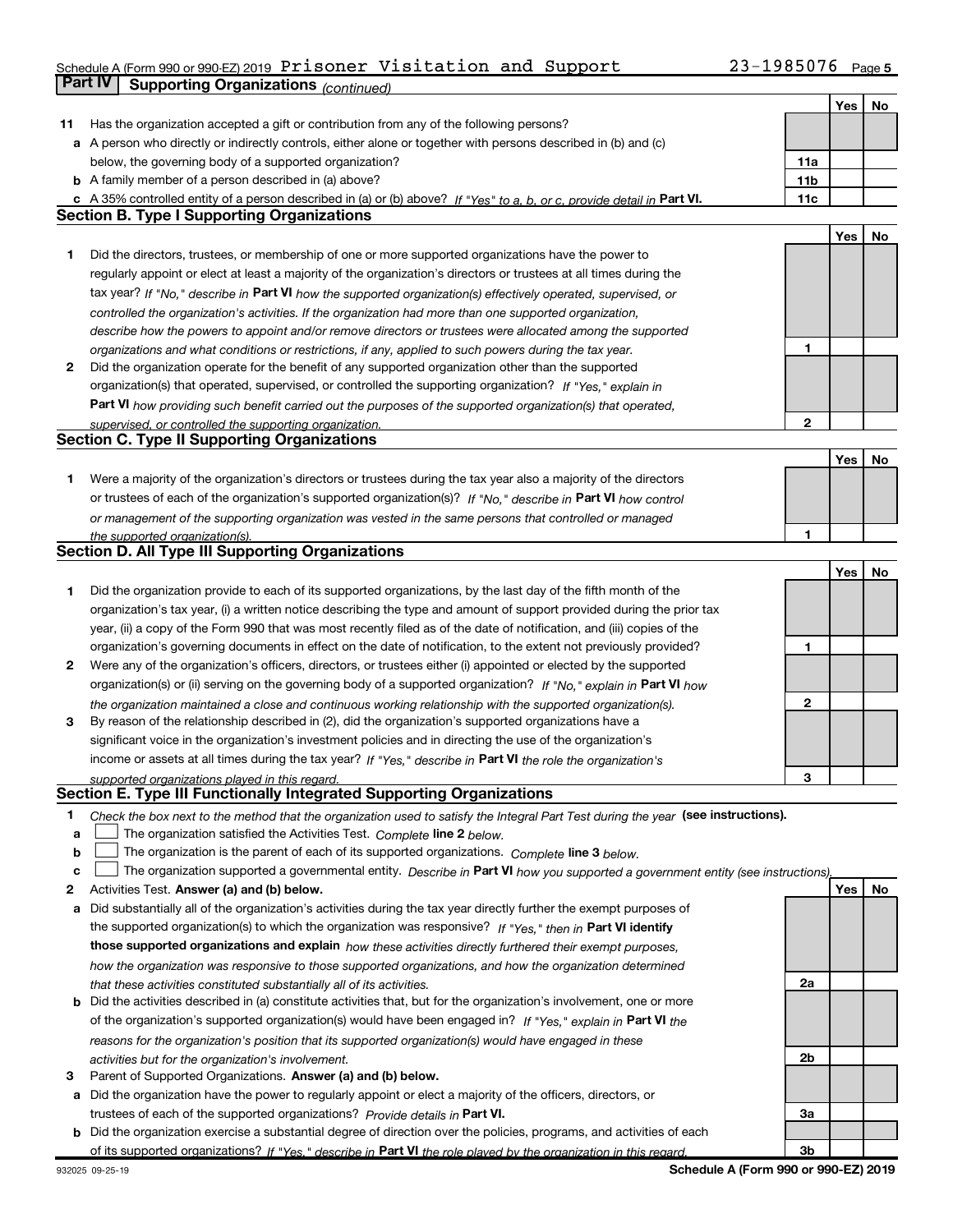Schedule A (Form 990 or 990-EZ) 2019 Prisoner Visitation and Support 23-1985076 Page 5

## Part IV Supporting Organizations *(continued)*

| | | | Yes | No |
|---|---|---|---|---|
| 11 | Has the organization accepted a gift or contribution from any of the following persons? | | | |
| a | A person who directly or indirectly controls, either alone or together with persons described in (b) and (c) below, the governing body of a supported organization? | 11a | | |
| b | A family member of a person described in (a) above? | 11b | | |
| c | A 35% controlled entity of a person described in (a) or (b) above? *If "Yes" to a, b, or c, provide detail in* **Part VI.** | 11c | | |

### Section B. Type I Supporting Organizations

| | | | Yes | No |
|---|---|---|---|---|
| 1 | Did the directors, trustees, or membership of one or more supported organizations have the power to regularly appoint or elect at least a majority of the organization's directors or trustees at all times during the tax year? *If "No," describe in* **Part VI** *how the supported organization(s) effectively operated, supervised, or controlled the organization's activities. If the organization had more than one supported organization, describe how the powers to appoint and/or remove directors or trustees were allocated among the supported organizations and what conditions or restrictions, if any, applied to such powers during the tax year.* | 1 | | |
| 2 | Did the organization operate for the benefit of any supported organization other than the supported organization(s) that operated, supervised, or controlled the supporting organization? *If "Yes," explain in* **Part VI** *how providing such benefit carried out the purposes of the supported organization(s) that operated, supervised, or controlled the supporting organization.* | 2 | | |

### Section C. Type II Supporting Organizations

| | | | Yes | No |
|---|---|---|---|---|
| 1 | Were a majority of the organization's directors or trustees during the tax year also a majority of the directors or trustees of each of the organization's supported organization(s)? *If "No," describe in* **Part VI** *how control or management of the supporting organization was vested in the same persons that controlled or managed the supported organization(s).* | 1 | | |

### Section D. All Type III Supporting Organizations

| | | | Yes | No |
|---|---|---|---|---|
| 1 | Did the organization provide to each of its supported organizations, by the last day of the fifth month of the organization's tax year, (i) a written notice describing the type and amount of support provided during the prior tax year, (ii) a copy of the Form 990 that was most recently filed as of the date of notification, and (iii) copies of the organization's governing documents in effect on the date of notification, to the extent not previously provided? | 1 | | |
| 2 | Were any of the organization's officers, directors, or trustees either (i) appointed or elected by the supported organization(s) or (ii) serving on the governing body of a supported organization? *If "No," explain in* **Part VI** *how the organization maintained a close and continuous working relationship with the supported organization(s).* | 2 | | |
| 3 | By reason of the relationship described in (2), did the organization's supported organizations have a significant voice in the organization's investment policies and in directing the use of the organization's income or assets at all times during the tax year? *If "Yes," describe in* **Part VI** *the role the organization's supported organizations played in this regard.* | 3 | | |

### Section E. Type III Functionally Integrated Supporting Organizations

1 *Check the box next to the method that the organization used to satisfy the Integral Part Test during the year* **(see instructions).**

a ☐ The organization satisfied the Activities Test. *Complete* **line 2** *below.*

b ☐ The organization is the parent of each of its supported organizations. *Complete* **line 3** *below.*

c ☐ The organization supported a governmental entity. *Describe in* **Part VI** *how you supported a government entity (see instructions).*

| | | | Yes | No |
|---|---|---|---|---|
| 2 | Activities Test. **Answer (a) and (b) below.** | | | |
| a | Did substantially all of the organization's activities during the tax year directly further the exempt purposes of the supported organization(s) to which the organization was responsive? *If "Yes," then in* **Part VI identify those supported organizations and explain** *how these activities directly furthered their exempt purposes, how the organization was responsive to those supported organizations, and how the organization determined that these activities constituted substantially all of its activities.* | 2a | | |
| b | Did the activities described in (a) constitute activities that, but for the organization's involvement, one or more of the organization's supported organization(s) would have been engaged in? *If "Yes," explain in* **Part VI** *the reasons for the organization's position that its supported organization(s) would have engaged in these activities but for the organization's involvement.* | 2b | | |
| 3 | Parent of Supported Organizations. **Answer (a) and (b) below.** | | | |
| a | Did the organization have the power to regularly appoint or elect a majority of the officers, directors, or trustees of each of the supported organizations? *Provide details in* **Part VI.** | 3a | | |
| b | Did the organization exercise a substantial degree of direction over the policies, programs, and activities of each of its supported organizations? *If "Yes," describe in* **Part VI** *the role played by the organization in this regard.* | 3b | | |

932025 09-25-19 **Schedule A (Form 990 or 990-EZ) 2019**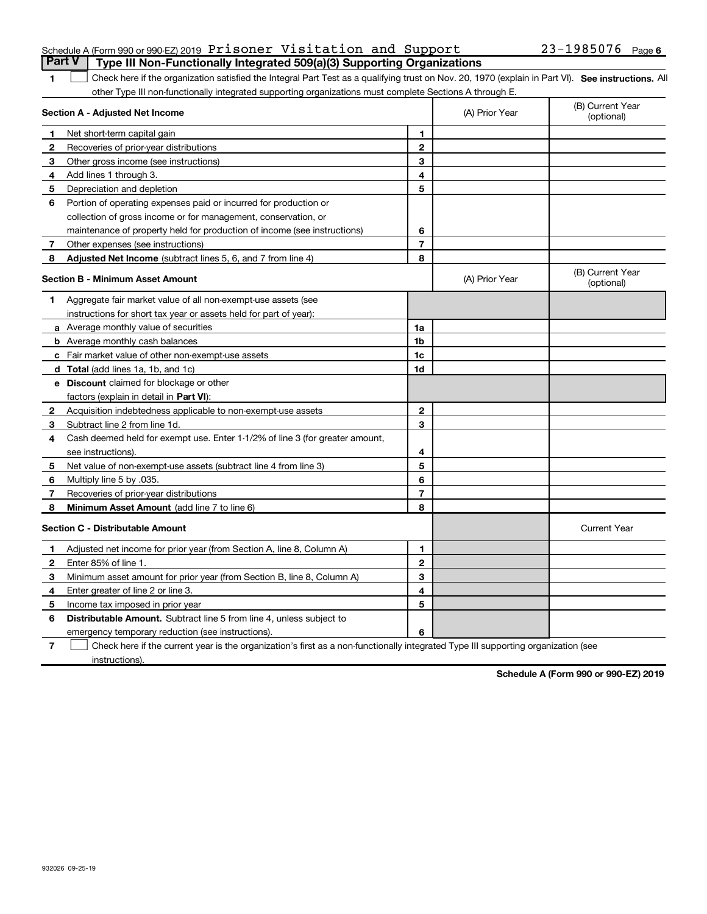Schedule A (Form 990 or 990-EZ) 2019 Prisoner Visitation and Support 23-1985076 Page 6

## Part V Type III Non-Functionally Integrated 509(a)(3) Supporting Organizations

1 ☐ Check here if the organization satisfied the Integral Part Test as a qualifying trust on Nov. 20, 1970 (explain in Part VI). **See instructions.** All other Type III non-functionally integrated supporting organizations must complete Sections A through E.

| **Section A - Adjusted Net Income** | | (A) Prior Year | (B) Current Year (optional) |
|---|---|---|---|
| **1** Net short-term capital gain | 1 | | |
| **2** Recoveries of prior-year distributions | 2 | | |
| **3** Other gross income (see instructions) | 3 | | |
| **4** Add lines 1 through 3. | 4 | | |
| **5** Depreciation and depletion | 5 | | |
| **6** Portion of operating expenses paid or incurred for production or collection of gross income or for management, conservation, or maintenance of property held for production of income (see instructions) | 6 | | |
| **7** Other expenses (see instructions) | 7 | | |
| **8** **Adjusted Net Income** (subtract lines 5, 6, and 7 from line 4) | 8 | | |

| **Section B - Minimum Asset Amount** | | (A) Prior Year | (B) Current Year (optional) |
|---|---|---|---|
| **1** Aggregate fair market value of all non-exempt-use assets (see instructions for short tax year or assets held for part of year): | | | |
| **a** Average monthly value of securities | 1a | | |
| **b** Average monthly cash balances | 1b | | |
| **c** Fair market value of other non-exempt-use assets | 1c | | |
| **d** **Total** (add lines 1a, 1b, and 1c) | 1d | | |
| **e** **Discount** claimed for blockage or other factors (explain in detail in **Part VI**): | | | |
| **2** Acquisition indebtedness applicable to non-exempt-use assets | 2 | | |
| **3** Subtract line 2 from line 1d. | 3 | | |
| **4** Cash deemed held for exempt use. Enter 1-1/2% of line 3 (for greater amount, see instructions). | 4 | | |
| **5** Net value of non-exempt-use assets (subtract line 4 from line 3) | 5 | | |
| **6** Multiply line 5 by .035. | 6 | | |
| **7** Recoveries of prior-year distributions | 7 | | |
| **8** **Minimum Asset Amount** (add line 7 to line 6) | 8 | | |

| **Section C - Distributable Amount** | | | Current Year |
|---|---|---|---|
| **1** Adjusted net income for prior year (from Section A, line 8, Column A) | 1 | | |
| **2** Enter 85% of line 1. | 2 | | |
| **3** Minimum asset amount for prior year (from Section B, line 8, Column A) | 3 | | |
| **4** Enter greater of line 2 or line 3. | 4 | | |
| **5** Income tax imposed in prior year | 5 | | |
| **6** **Distributable Amount.** Subtract line 5 from line 4, unless subject to emergency temporary reduction (see instructions). | 6 | | |

7 ☐ Check here if the current year is the organization's first as a non-functionally integrated Type III supporting organization (see instructions).

**Schedule A (Form 990 or 990-EZ) 2019**

932026 09-25-19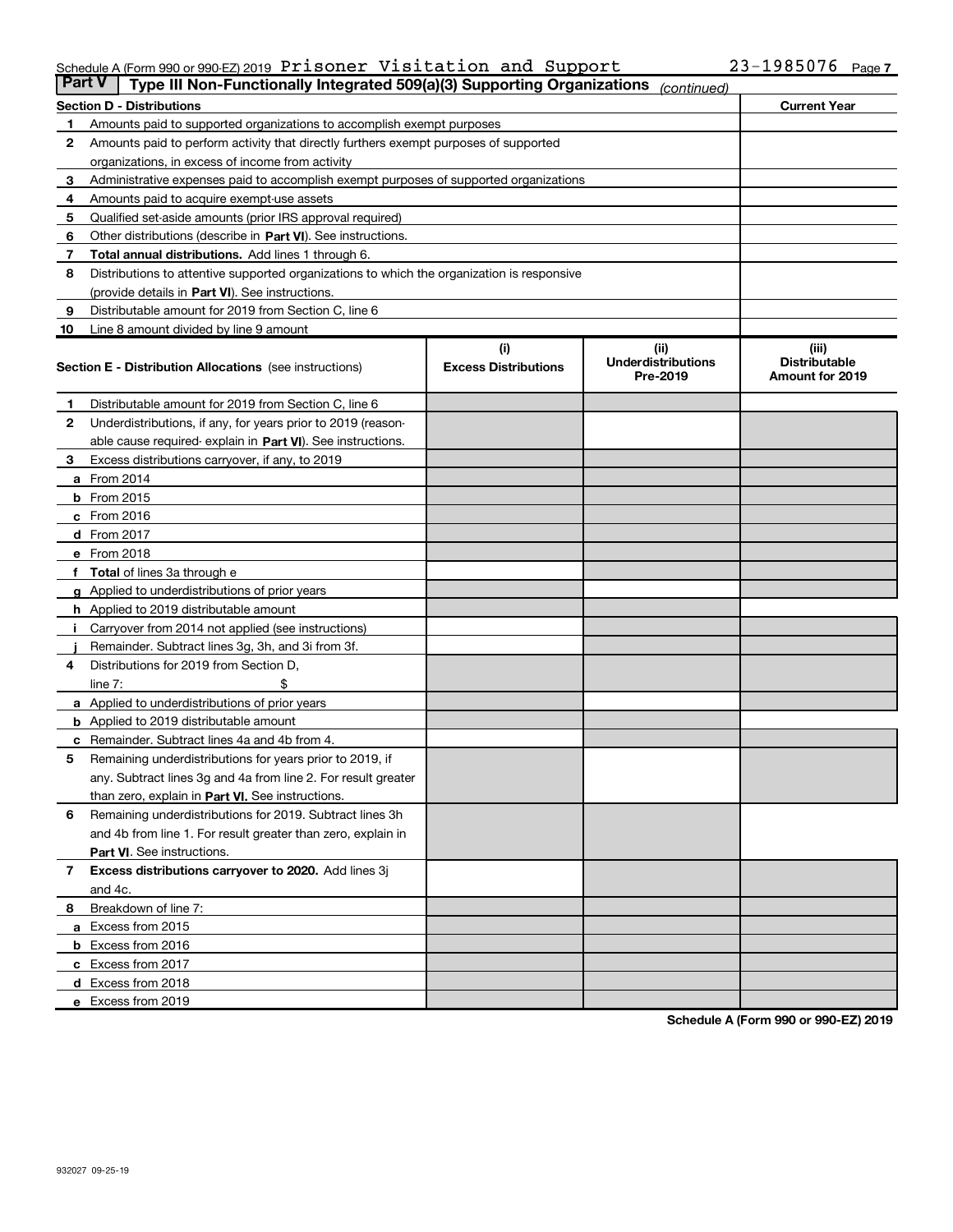Schedule A (Form 990 or 990-EZ) 2019 Prisoner Visitation and Support 23-1985076

## Part V Type III Non-Functionally Integrated 509(a)(3) Supporting Organizations *(continued)*

| Section D - Distributions | | Current Year |
|---|---|---|
| 1 | Amounts paid to supported organizations to accomplish exempt purposes | |
| 2 | Amounts paid to perform activity that directly furthers exempt purposes of supported organizations, in excess of income from activity | |
| 3 | Administrative expenses paid to accomplish exempt purposes of supported organizations | |
| 4 | Amounts paid to acquire exempt-use assets | |
| 5 | Qualified set-aside amounts (prior IRS approval required) | |
| 6 | Other distributions (describe in **Part VI**). See instructions. | |
| 7 | **Total annual distributions.** Add lines 1 through 6. | |
| 8 | Distributions to attentive supported organizations to which the organization is responsive (provide details in **Part VI**). See instructions. | |
| 9 | Distributable amount for 2019 from Section C, line 6 | |
| 10 | Line 8 amount divided by line 9 amount | |

| Section E - Distribution Allocations (see instructions) | (i) Excess Distributions | (ii) Underdistributions Pre-2019 | (iii) Distributable Amount for 2019 |
|---|---|---|---|
| 1 Distributable amount for 2019 from Section C, line 6 | | | |
| 2 Underdistributions, if any, for years prior to 2019 (reasonable cause required- explain in **Part VI**). See instructions. | | | |
| 3 Excess distributions carryover, if any, to 2019 | | | |
| a From 2014 | | | |
| b From 2015 | | | |
| c From 2016 | | | |
| d From 2017 | | | |
| e From 2018 | | | |
| f **Total** of lines 3a through e | | | |
| g Applied to underdistributions of prior years | | | |
| h Applied to 2019 distributable amount | | | |
| i Carryover from 2014 not applied (see instructions) | | | |
| j Remainder. Subtract lines 3g, 3h, and 3i from 3f. | | | |
| 4 Distributions for 2019 from Section D, line 7: $ | | | |
| a Applied to underdistributions of prior years | | | |
| b Applied to 2019 distributable amount | | | |
| c Remainder. Subtract lines 4a and 4b from 4. | | | |
| 5 Remaining underdistributions for years prior to 2019, if any. Subtract lines 3g and 4a from line 2. For result greater than zero, explain in **Part VI.** See instructions. | | | |
| 6 Remaining underdistributions for 2019. Subtract lines 3h and 4b from line 1. For result greater than zero, explain in **Part VI**. See instructions. | | | |
| 7 **Excess distributions carryover to 2020.** Add lines 3j and 4c. | | | |
| 8 Breakdown of line 7: | | | |
| a Excess from 2015 | | | |
| b Excess from 2016 | | | |
| c Excess from 2017 | | | |
| d Excess from 2018 | | | |
| e Excess from 2019 | | | |

Schedule A (Form 990 or 990-EZ) 2019

932027 09-25-19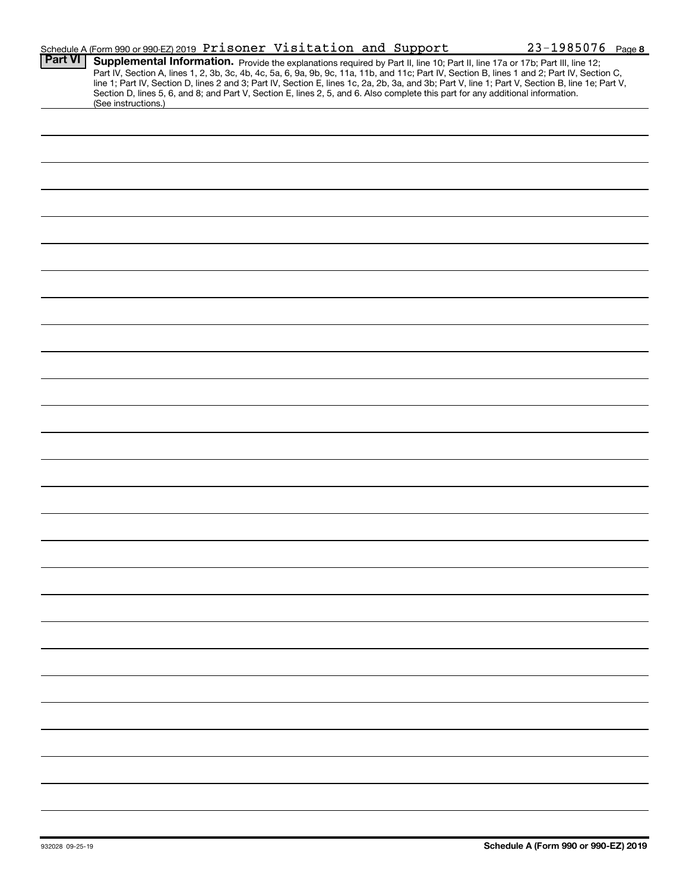Schedule A (Form 990 or 990-EZ) 2019 Prisoner Visitation and Support 23-1985076 Page **8**

**Part VI** **Supplemental Information.** Provide the explanations required by Part II, line 10; Part II, line 17a or 17b; Part III, line 12; Part IV, Section A, lines 1, 2, 3b, 3c, 4b, 4c, 5a, 6, 9a, 9b, 9c, 11a, 11b, and 11c; Part IV, Section B, lines 1 and 2; Part IV, Section C, line 1; Part IV, Section D, lines 2 and 3; Part IV, Section E, lines 1c, 2a, 2b, 3a, and 3b; Part V, line 1; Part V, Section B, line 1e; Part V, Section D, lines 5, 6, and 8; and Part V, Section E, lines 2, 5, and 6. Also complete this part for any additional information. (See instructions.)

932028 09-25-19

**Schedule A (Form 990 or 990-EZ) 2019**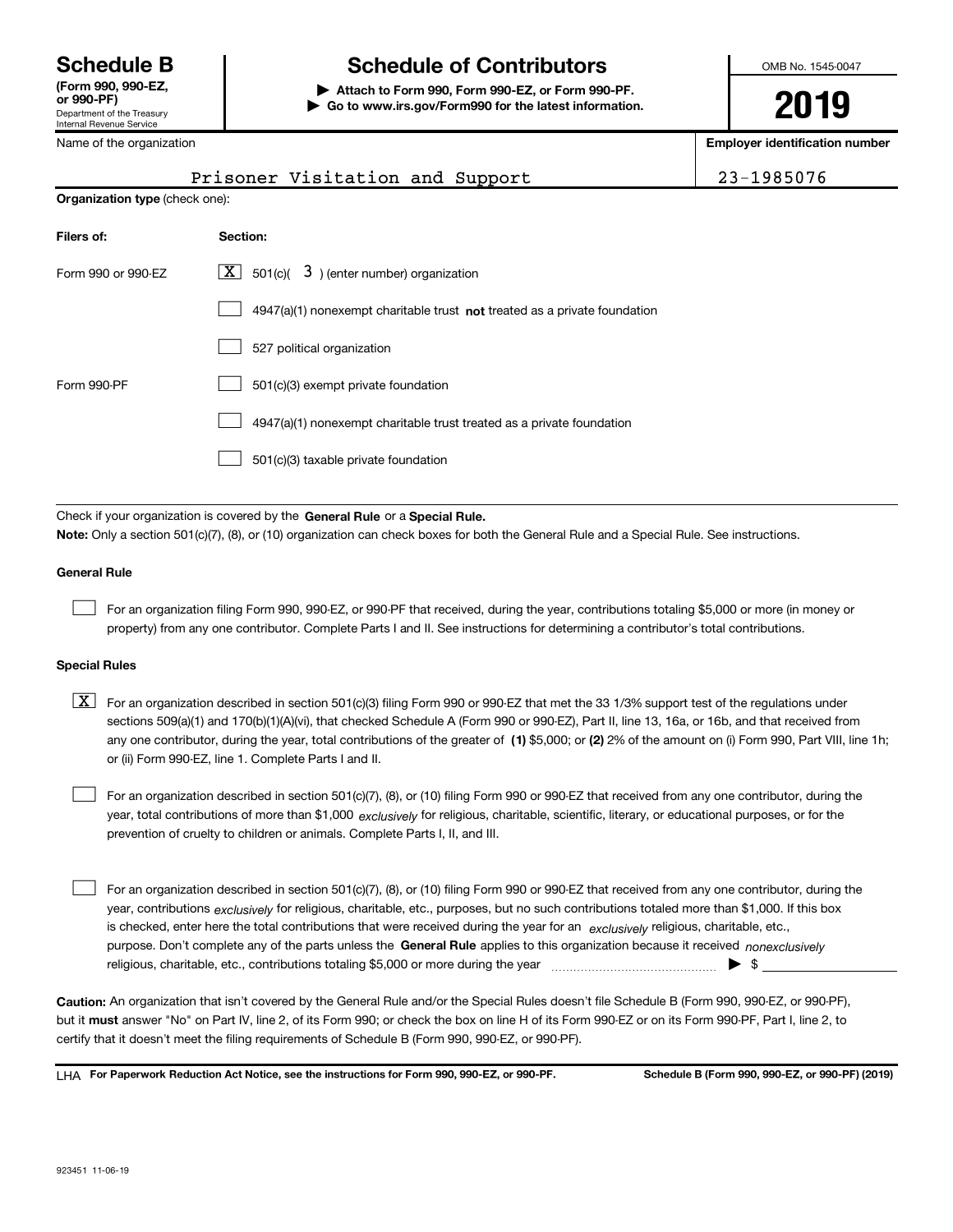# Schedule B

**(Form 990, 990-EZ, or 990-PF)**

Department of the Treasury
Internal Revenue Service

## Schedule of Contributors

▶ **Attach to Form 990, Form 990-EZ, or Form 990-PF.**
▶ **Go to www.irs.gov/Form990 for the latest information.**

OMB No. 1545-0047

**2019**

| Name of the organization | Employer identification number |
|---|---|
| Prisoner Visitation and Support | 23-1985076 |

**Organization type** (check one):

| Filers of: | Section: |
|---|---|
| Form 990 or 990-EZ | [X] 501(c)( 3 ) (enter number) organization |
| | [ ] 4947(a)(1) nonexempt charitable trust **not** treated as a private foundation |
| | [ ] 527 political organization |
| Form 990-PF | [ ] 501(c)(3) exempt private foundation |
| | [ ] 4947(a)(1) nonexempt charitable trust treated as a private foundation |
| | [ ] 501(c)(3) taxable private foundation |

Check if your organization is covered by the **General Rule** or a **Special Rule.**

**Note:** Only a section 501(c)(7), (8), or (10) organization can check boxes for both the General Rule and a Special Rule. See instructions.

### General Rule

[ ] For an organization filing Form 990, 990-EZ, or 990-PF that received, during the year, contributions totaling $5,000 or more (in money or property) from any one contributor. Complete Parts I and II. See instructions for determining a contributor's total contributions.

### Special Rules

[X] For an organization described in section 501(c)(3) filing Form 990 or 990-EZ that met the 33 1/3% support test of the regulations under sections 509(a)(1) and 170(b)(1)(A)(vi), that checked Schedule A (Form 990 or 990-EZ), Part II, line 13, 16a, or 16b, and that received from any one contributor, during the year, total contributions of the greater of **(1)** $5,000; or **(2)** 2% of the amount on (i) Form 990, Part VIII, line 1h; or (ii) Form 990-EZ, line 1. Complete Parts I and II.

[ ] For an organization described in section 501(c)(7), (8), or (10) filing Form 990 or 990-EZ that received from any one contributor, during the year, total contributions of more than $1,000 *exclusively* for religious, charitable, scientific, literary, or educational purposes, or for the prevention of cruelty to children or animals. Complete Parts I, II, and III.

[ ] For an organization described in section 501(c)(7), (8), or (10) filing Form 990 or 990-EZ that received from any one contributor, during the year, contributions *exclusively* for religious, charitable, etc., purposes, but no such contributions totaled more than $1,000. If this box is checked, enter here the total contributions that were received during the year for an *exclusively* religious, charitable, etc., purpose. Don't complete any of the parts unless the **General Rule** applies to this organization because it received *nonexclusively* religious, charitable, etc., contributions totaling $5,000 or more during the year ▶ $

**Caution:** An organization that isn't covered by the General Rule and/or the Special Rules doesn't file Schedule B (Form 990, 990-EZ, or 990-PF), but it **must** answer "No" on Part IV, line 2, of its Form 990; or check the box on line H of its Form 990-EZ or on its Form 990-PF, Part I, line 2, to certify that it doesn't meet the filing requirements of Schedule B (Form 990, 990-EZ, or 990-PF).

LHA **For Paperwork Reduction Act Notice, see the instructions for Form 990, 990-EZ, or 990-PF.** **Schedule B (Form 990, 990-EZ, or 990-PF) (2019)**

923451 11-06-19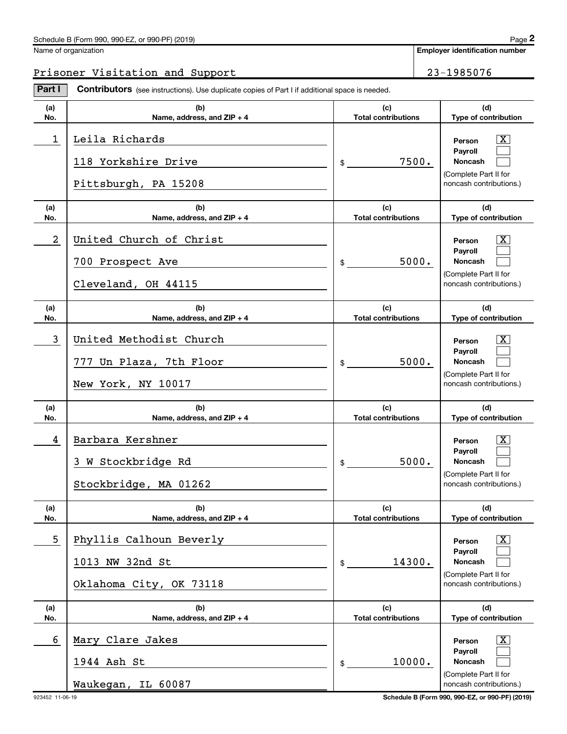Schedule B (Form 990, 990-EZ, or 990-PF) (2019)

Name of organization: Prisoner Visitation and Support

Employer identification number: 23-1985076

**Part I** **Contributors** (see instructions). Use duplicate copies of Part I if additional space is needed.

| (a) No. | (b) Name, address, and ZIP + 4 | (c) Total contributions | (d) Type of contribution |
|---|---|---|---|
| 1 | Leila Richards<br>118 Yorkshire Drive<br>Pittsburgh, PA 15208 | $ 7500. | Person [X]<br>Payroll [ ]<br>Noncash [ ]<br>(Complete Part II for noncash contributions.) |
| 2 | United Church of Christ<br>700 Prospect Ave<br>Cleveland, OH 44115 | $ 5000. | Person [X]<br>Payroll [ ]<br>Noncash [ ]<br>(Complete Part II for noncash contributions.) |
| 3 | United Methodist Church<br>777 Un Plaza, 7th Floor<br>New York, NY 10017 | $ 5000. | Person [X]<br>Payroll [ ]<br>Noncash [ ]<br>(Complete Part II for noncash contributions.) |
| 4 | Barbara Kershner<br>3 W Stockbridge Rd<br>Stockbridge, MA 01262 | $ 5000. | Person [X]<br>Payroll [ ]<br>Noncash [ ]<br>(Complete Part II for noncash contributions.) |
| 5 | Phyllis Calhoun Beverly<br>1013 NW 32nd St<br>Oklahoma City, OK 73118 | $ 14300. | Person [X]<br>Payroll [ ]<br>Noncash [ ]<br>(Complete Part II for noncash contributions.) |
| 6 | Mary Clare Jakes<br>1944 Ash St<br>Waukegan, IL 60087 | $ 10000. | Person [X]<br>Payroll [ ]<br>Noncash [ ]<br>(Complete Part II for noncash contributions.) |

923452 11-06-19

Schedule B (Form 990, 990-EZ, or 990-PF) (2019)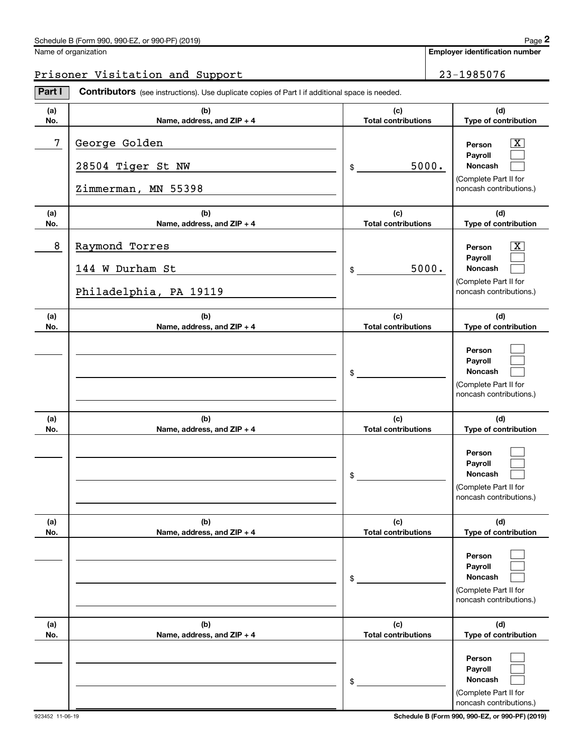Name of organization: Prisoner Visitation and Support

**Employer identification number:** 23-1985076

**Part I** **Contributors** (see instructions). Use duplicate copies of Part I if additional space is needed.

| (a) No. | (b) Name, address, and ZIP + 4 | (c) Total contributions | (d) Type of contribution |
|---|---|---|---|
| 7 | George Golden<br>28504 Tiger St NW<br>Zimmerman, MN 55398 | $ 5000. | Person [X]<br>Payroll [ ]<br>Noncash [ ]<br>(Complete Part II for noncash contributions.) |
| 8 | Raymond Torres<br>144 W Durham St<br>Philadelphia, PA 19119 | $ 5000. | Person [X]<br>Payroll [ ]<br>Noncash [ ]<br>(Complete Part II for noncash contributions.) |
| | | $ | Person [ ]<br>Payroll [ ]<br>Noncash [ ]<br>(Complete Part II for noncash contributions.) |
| | | $ | Person [ ]<br>Payroll [ ]<br>Noncash [ ]<br>(Complete Part II for noncash contributions.) |
| | | $ | Person [ ]<br>Payroll [ ]<br>Noncash [ ]<br>(Complete Part II for noncash contributions.) |
| | | $ | Person [ ]<br>Payroll [ ]<br>Noncash [ ]<br>(Complete Part II for noncash contributions.) |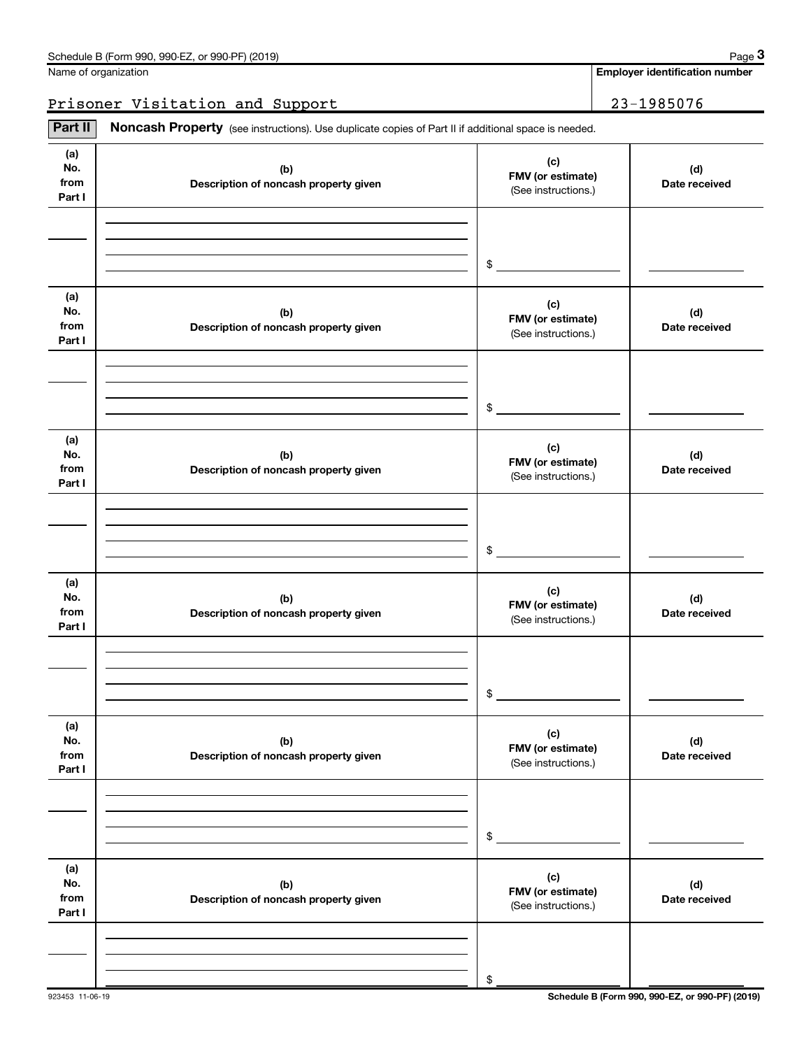Name of organization

**Employer identification number**

Prisoner Visitation and Support

23-1985076

**Part II** **Noncash Property** (see instructions). Use duplicate copies of Part II if additional space is needed.

| (a) No. from Part I | (b) Description of noncash property given | (c) FMV (or estimate) (See instructions.) | (d) Date received |
|---|---|---|---|
| | | $ | |

| (a) No. from Part I | (b) Description of noncash property given | (c) FMV (or estimate) (See instructions.) | (d) Date received |
|---|---|---|---|
| | | $ | |

| (a) No. from Part I | (b) Description of noncash property given | (c) FMV (or estimate) (See instructions.) | (d) Date received |
|---|---|---|---|
| | | $ | |

| (a) No. from Part I | (b) Description of noncash property given | (c) FMV (or estimate) (See instructions.) | (d) Date received |
|---|---|---|---|
| | | $ | |

| (a) No. from Part I | (b) Description of noncash property given | (c) FMV (or estimate) (See instructions.) | (d) Date received |
|---|---|---|---|
| | | $ | |

| (a) No. from Part I | (b) Description of noncash property given | (c) FMV (or estimate) (See instructions.) | (d) Date received |
|---|---|---|---|
| | | $ | |

923453 11-06-19

**Schedule B (Form 990, 990-EZ, or 990-PF) (2019)**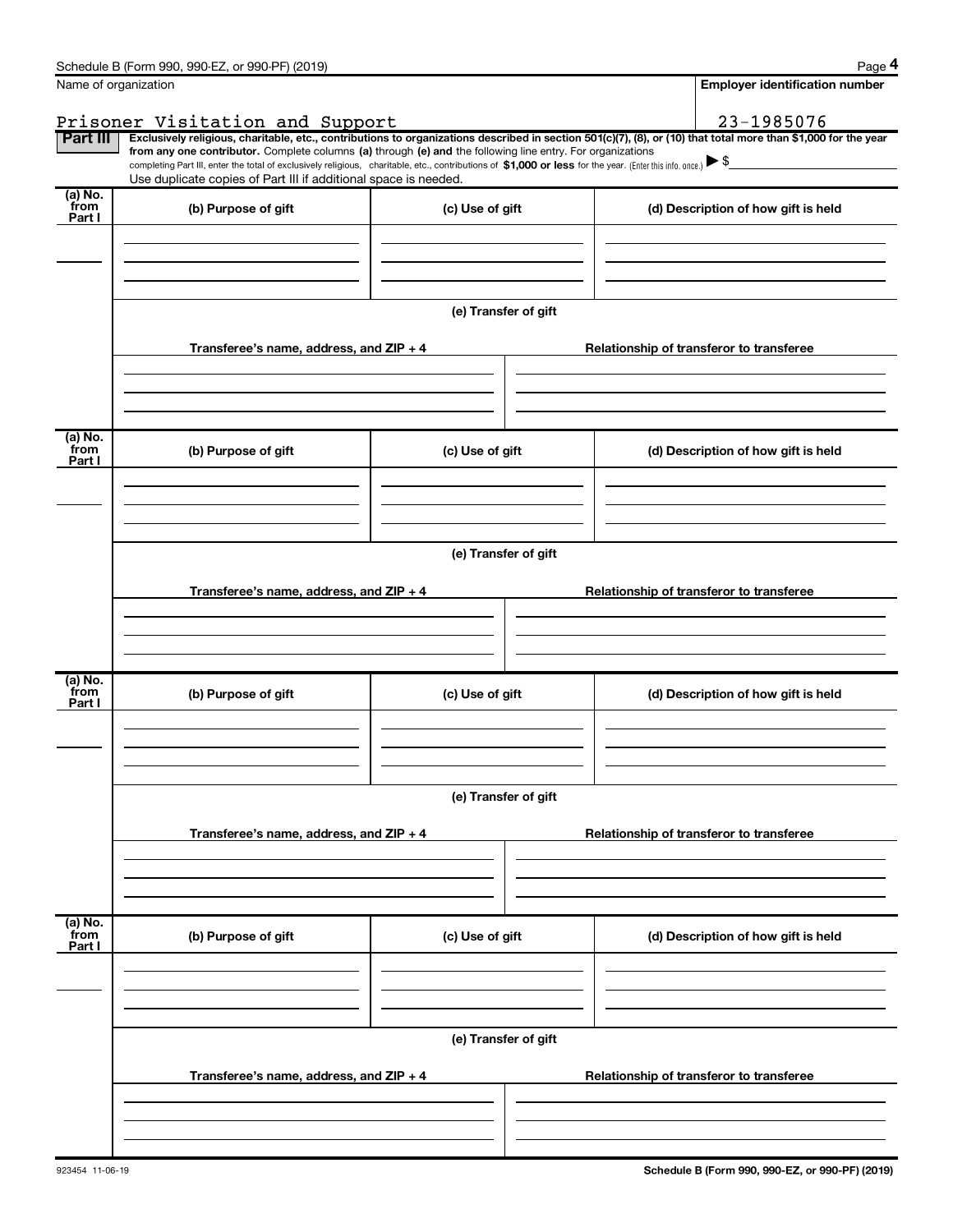Name of organization

Prisoner Visitation and Support

**Employer identification number**

23-1985076

**Part III** **Exclusively religious, charitable, etc., contributions to organizations described in section 501(c)(7), (8), or (10) that total more than $1,000 for the year from any one contributor.** Complete columns **(a)** through **(e) and** the following line entry. For organizations completing Part III, enter the total of exclusively religious, charitable, etc., contributions of **$1,000 or less** for the year. (Enter this info. once.) ▶ $

Use duplicate copies of Part III if additional space is needed.

| (a) No. from Part I | (b) Purpose of gift | (c) Use of gift | (d) Description of how gift is held |
|---|---|---|---|
| | | | |

(e) Transfer of gift

| Transferee's name, address, and ZIP + 4 | Relationship of transferor to transferee |
|---|---|
| | |

| (a) No. from Part I | (b) Purpose of gift | (c) Use of gift | (d) Description of how gift is held |
|---|---|---|---|
| | | | |

(e) Transfer of gift

| Transferee's name, address, and ZIP + 4 | Relationship of transferor to transferee |
|---|---|
| | |

| (a) No. from Part I | (b) Purpose of gift | (c) Use of gift | (d) Description of how gift is held |
|---|---|---|---|
| | | | |

(e) Transfer of gift

| Transferee's name, address, and ZIP + 4 | Relationship of transferor to transferee |
|---|---|
| | |

| (a) No. from Part I | (b) Purpose of gift | (c) Use of gift | (d) Description of how gift is held |
|---|---|---|---|
| | | | |

(e) Transfer of gift

| Transferee's name, address, and ZIP + 4 | Relationship of transferor to transferee |
|---|---|
| | |

923454 11-06-19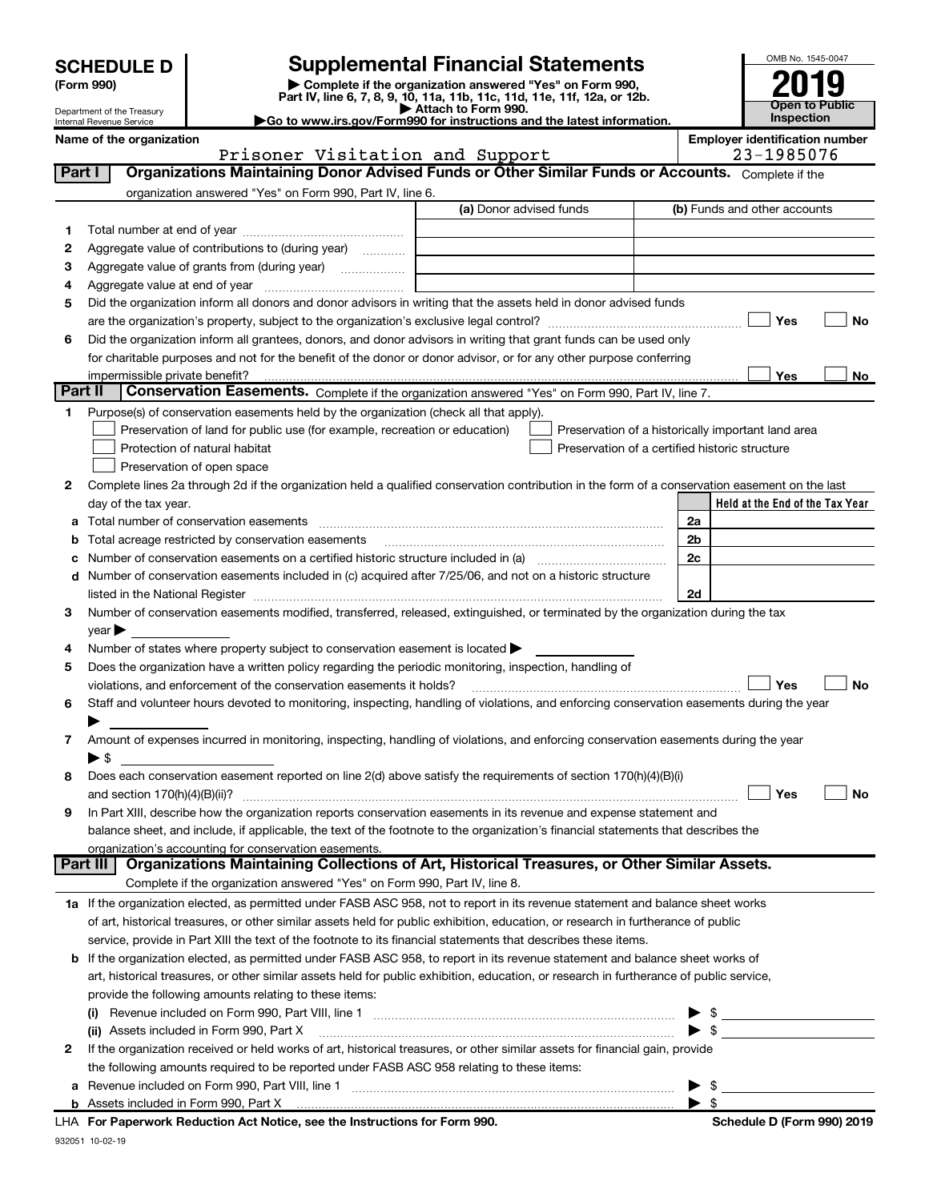# SCHEDULE D (Form 990)

Department of the Treasury
Internal Revenue Service

## Supplemental Financial Statements

▶ Complete if the organization answered "Yes" on Form 990, Part IV, line 6, 7, 8, 9, 10, 11a, 11b, 11c, 11d, 11e, 11f, 12a, or 12b.
▶ Attach to Form 990.
▶Go to www.irs.gov/Form990 for instructions and the latest information.

OMB No. 1545-0047

**2019**

**Open to Public Inspection**

**Name of the organization**
Prisoner Visitation and Support

**Employer identification number**
23-1985076

## Part I Organizations Maintaining Donor Advised Funds or Other Similar Funds or Accounts.

Complete if the organization answered "Yes" on Form 990, Part IV, line 6.

| | | (a) Donor advised funds | (b) Funds and other accounts |
|---|---|---|---|
| 1 | Total number at end of year | | |
| 2 | Aggregate value of contributions to (during year) | | |
| 3 | Aggregate value of grants from (during year) | | |
| 4 | Aggregate value at end of year | | |

5 Did the organization inform all donors and donor advisors in writing that the assets held in donor advised funds are the organization's property, subject to the organization's exclusive legal control? ☐ Yes ☐ No

6 Did the organization inform all grantees, donors, and donor advisors in writing that grant funds can be used only for charitable purposes and not for the benefit of the donor or donor advisor, or for any other purpose conferring impermissible private benefit? ☐ Yes ☐ No

## Part II Conservation Easements.

Complete if the organization answered "Yes" on Form 990, Part IV, line 7.

1 Purpose(s) of conservation easements held by the organization (check all that apply).

- ☐ Preservation of land for public use (for example, recreation or education)
- ☐ Protection of natural habitat
- ☐ Preservation of open space
- ☐ Preservation of a historically important land area
- ☐ Preservation of a certified historic structure

2 Complete lines 2a through 2d if the organization held a qualified conservation contribution in the form of a conservation easement on the last day of the tax year.

| | | | Held at the End of the Tax Year |
|---|---|---|---|
| a | Total number of conservation easements | 2a | |
| b | Total acreage restricted by conservation easements | 2b | |
| c | Number of conservation easements on a certified historic structure included in (a) | 2c | |
| d | Number of conservation easements included in (c) acquired after 7/25/06, and not on a historic structure listed in the National Register | 2d | |

3 Number of conservation easements modified, transferred, released, extinguished, or terminated by the organization during the tax year ▶

4 Number of states where property subject to conservation easement is located ▶

5 Does the organization have a written policy regarding the periodic monitoring, inspection, handling of violations, and enforcement of the conservation easements it holds? ☐ Yes ☐ No

6 Staff and volunteer hours devoted to monitoring, inspecting, handling of violations, and enforcing conservation easements during the year ▶

7 Amount of expenses incurred in monitoring, inspecting, handling of violations, and enforcing conservation easements during the year ▶ $

8 Does each conservation easement reported on line 2(d) above satisfy the requirements of section 170(h)(4)(B)(i) and section 170(h)(4)(B)(ii)? ☐ Yes ☐ No

9 In Part XIII, describe how the organization reports conservation easements in its revenue and expense statement and balance sheet, and include, if applicable, the text of the footnote to the organization's financial statements that describes the organization's accounting for conservation easements.

## Part III Organizations Maintaining Collections of Art, Historical Treasures, or Other Similar Assets.

Complete if the organization answered "Yes" on Form 990, Part IV, line 8.

1a If the organization elected, as permitted under FASB ASC 958, not to report in its revenue statement and balance sheet works of art, historical treasures, or other similar assets held for public exhibition, education, or research in furtherance of public service, provide in Part XIII the text of the footnote to its financial statements that describes these items.

b If the organization elected, as permitted under FASB ASC 958, to report in its revenue statement and balance sheet works of art, historical treasures, or other similar assets held for public exhibition, education, or research in furtherance of public service, provide the following amounts relating to these items:

(i) Revenue included on Form 990, Part VIII, line 1 ▶ $

(ii) Assets included in Form 990, Part X ▶ $

2 If the organization received or held works of art, historical treasures, or other similar assets for financial gain, provide the following amounts required to be reported under FASB ASC 958 relating to these items:

a Revenue included on Form 990, Part VIII, line 1 ▶ $

b Assets included in Form 990, Part X ▶ $

LHA For Paperwork Reduction Act Notice, see the Instructions for Form 990. Schedule D (Form 990) 2019

932051 10-02-19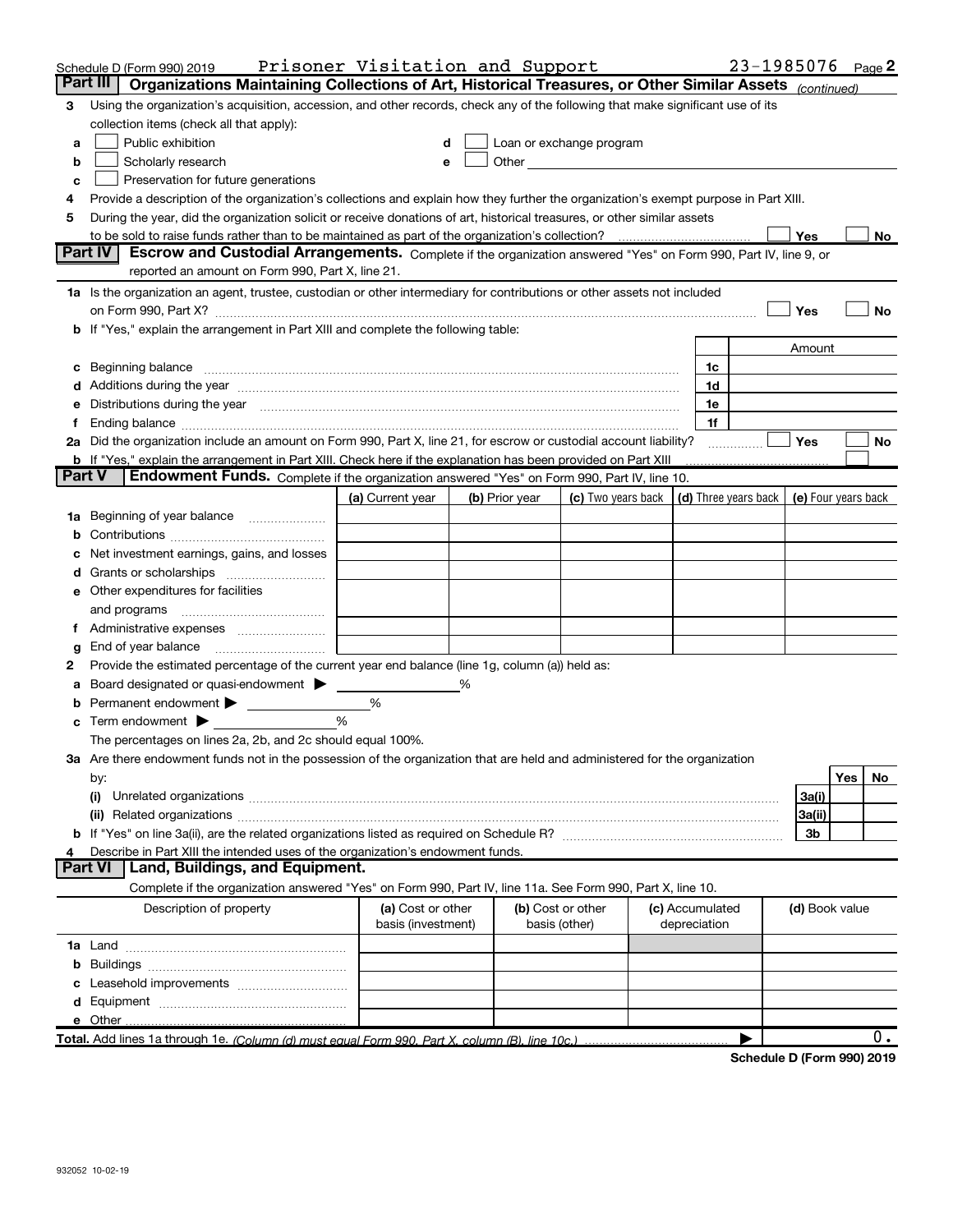Schedule D (Form 990) 2019 Prisoner Visitation and Support 23-1985076 Page 2

**Part III Organizations Maintaining Collections of Art, Historical Treasures, or Other Similar Assets** *(continued)*

3 Using the organization's acquisition, accession, and other records, check any of the following that make significant use of its collection items (check all that apply):

a ☐ Public exhibition
b ☐ Scholarly research
c ☐ Preservation for future generations
d ☐ Loan or exchange program
e ☐ Other

4 Provide a description of the organization's collections and explain how they further the organization's exempt purpose in Part XIII.

5 During the year, did the organization solicit or receive donations of art, historical treasures, or other similar assets to be sold to raise funds rather than to be maintained as part of the organization's collection? ☐ Yes ☐ No

**Part IV Escrow and Custodial Arrangements.** Complete if the organization answered "Yes" on Form 990, Part IV, line 9, or reported an amount on Form 990, Part X, line 21.

1a Is the organization an agent, trustee, custodian or other intermediary for contributions or other assets not included on Form 990, Part X? ☐ Yes ☐ No

b If "Yes," explain the arrangement in Part XIII and complete the following table:

| | | Amount |
|---|---|---|
| c Beginning balance | 1c | |
| d Additions during the year | 1d | |
| e Distributions during the year | 1e | |
| f Ending balance | 1f | |

2a Did the organization include an amount on Form 990, Part X, line 21, for escrow or custodial account liability? ☐ Yes ☐ No

b If "Yes," explain the arrangement in Part XIII. Check here if the explanation has been provided on Part XIII ☐

**Part V Endowment Funds.** Complete if the organization answered "Yes" on Form 990, Part IV, line 10.

| | (a) Current year | (b) Prior year | (c) Two years back | (d) Three years back | (e) Four years back |
|---|---|---|---|---|---|
| 1a Beginning of year balance | | | | | |
| b Contributions | | | | | |
| c Net investment earnings, gains, and losses | | | | | |
| d Grants or scholarships | | | | | |
| e Other expenditures for facilities and programs | | | | | |
| f Administrative expenses | | | | | |
| g End of year balance | | | | | |

2 Provide the estimated percentage of the current year end balance (line 1g, column (a)) held as:

a Board designated or quasi-endowment ▶ %
b Permanent endowment ▶ %
c Term endowment ▶ %

The percentages on lines 2a, 2b, and 2c should equal 100%.

3a Are there endowment funds not in the possession of the organization that are held and administered for the organization by:

| | | Yes | No |
|---|---|---|---|
| (i) Unrelated organizations | 3a(i) | | |
| (ii) Related organizations | 3a(ii) | | |
| b If "Yes" on line 3a(ii), are the related organizations listed as required on Schedule R? | 3b | | |

4 Describe in Part XIII the intended uses of the organization's endowment funds.

**Part VI Land, Buildings, and Equipment.**

Complete if the organization answered "Yes" on Form 990, Part IV, line 11a. See Form 990, Part X, line 10.

| Description of property | (a) Cost or other basis (investment) | (b) Cost or other basis (other) | (c) Accumulated depreciation | (d) Book value |
|---|---|---|---|---|
| 1a Land | | | | |
| b Buildings | | | | |
| c Leasehold improvements | | | | |
| d Equipment | | | | |
| e Other | | | | |
| **Total.** Add lines 1a through 1e. *(Column (d) must equal Form 990, Part X, column (B), line 10c.)* | | | | 0. |

**Schedule D (Form 990) 2019**

932052 10-02-19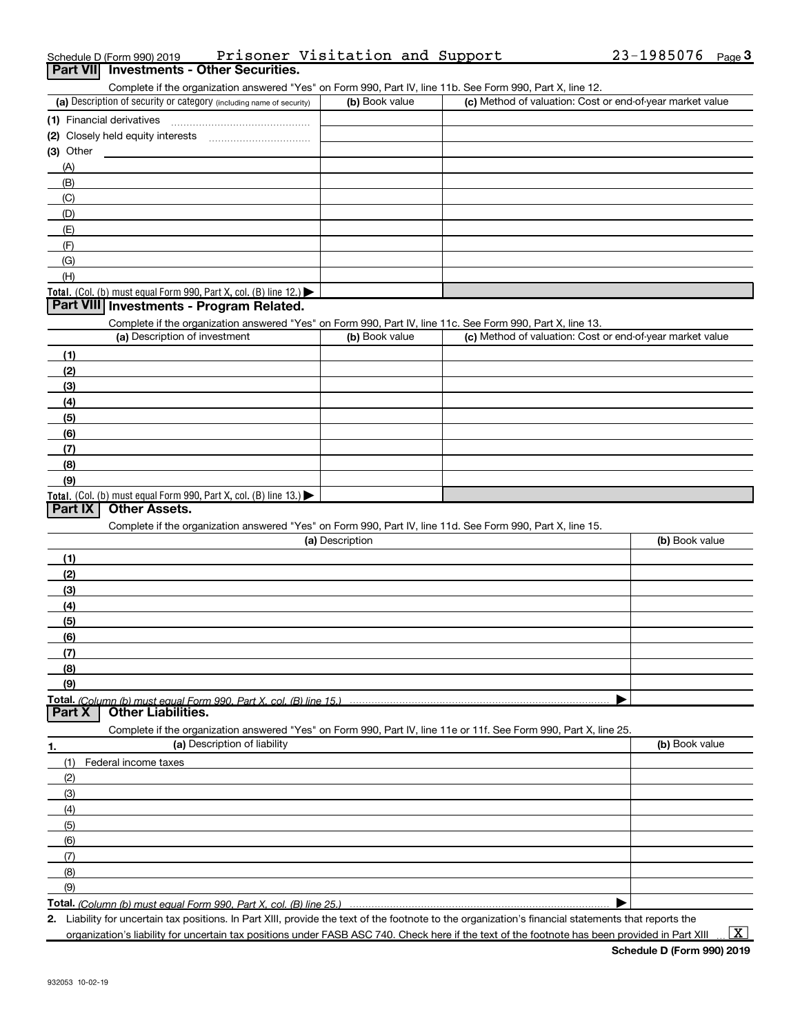Schedule D (Form 990) 2019 Prisoner Visitation and Support 23-1985076 Page 3

## Part VII Investments - Other Securities.

Complete if the organization answered "Yes" on Form 990, Part IV, line 11b. See Form 990, Part X, line 12.

| (a) Description of security or category (including name of security) | (b) Book value | (c) Method of valuation: Cost or end-of-year market value |
|---|---|---|
| (1) Financial derivatives | | |
| (2) Closely held equity interests | | |
| (3) Other | | |
| (A) | | |
| (B) | | |
| (C) | | |
| (D) | | |
| (E) | | |
| (F) | | |
| (G) | | |
| (H) | | |
| Total. (Col. (b) must equal Form 990, Part X, col. (B) line 12.) ▶ | | |

## Part VIII Investments - Program Related.

Complete if the organization answered "Yes" on Form 990, Part IV, line 11c. See Form 990, Part X, line 13.

| (a) Description of investment | (b) Book value | (c) Method of valuation: Cost or end-of-year market value |
|---|---|---|
| (1) | | |
| (2) | | |
| (3) | | |
| (4) | | |
| (5) | | |
| (6) | | |
| (7) | | |
| (8) | | |
| (9) | | |
| Total. (Col. (b) must equal Form 990, Part X, col. (B) line 13.) ▶ | | |

## Part IX Other Assets.

Complete if the organization answered "Yes" on Form 990, Part IV, line 11d. See Form 990, Part X, line 15.

| (a) Description | (b) Book value |
|---|---|
| (1) | |
| (2) | |
| (3) | |
| (4) | |
| (5) | |
| (6) | |
| (7) | |
| (8) | |
| (9) | |
| Total. (Column (b) must equal Form 990, Part X, col. (B) line 15.) ▶ | |

## Part X Other Liabilities.

Complete if the organization answered "Yes" on Form 990, Part IV, line 11e or 11f. See Form 990, Part X, line 25.

| 1. (a) Description of liability | (b) Book value |
|---|---|
| (1) Federal income taxes | |
| (2) | |
| (3) | |
| (4) | |
| (5) | |
| (6) | |
| (7) | |
| (8) | |
| (9) | |
| Total. (Column (b) must equal Form 990, Part X, col. (B) line 25.) ▶ | |

2. Liability for uncertain tax positions. In Part XIII, provide the text of the footnote to the organization's financial statements that reports the organization's liability for uncertain tax positions under FASB ASC 740. Check here if the text of the footnote has been provided in Part XIII [X]

Schedule D (Form 990) 2019

932053 10-02-19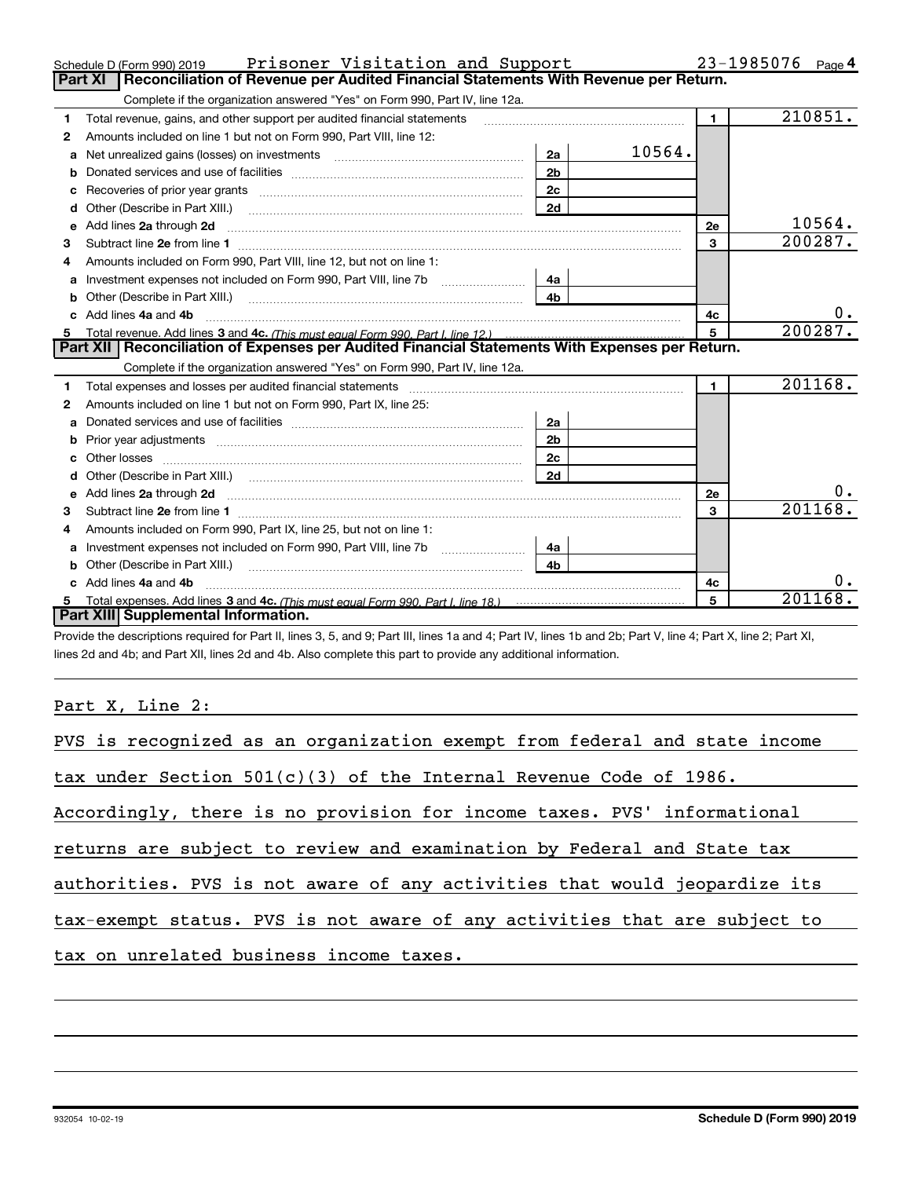Schedule D (Form 990) 2019 Prisoner Visitation and Support 23-1985076 Page 4

## Part XI Reconciliation of Revenue per Audited Financial Statements With Revenue per Return.

Complete if the organization answered "Yes" on Form 990, Part IV, line 12a.

| | | | | | |
|---|---|---|---|---|---|
| 1 | Total revenue, gains, and other support per audited financial statements | | | 1 | 210851. |
| 2 | Amounts included on line 1 but not on Form 990, Part VIII, line 12: | | | | |
| a | Net unrealized gains (losses) on investments | 2a | 10564. | | |
| b | Donated services and use of facilities | 2b | | | |
| c | Recoveries of prior year grants | 2c | | | |
| d | Other (Describe in Part XIII.) | 2d | | | |
| e | Add lines 2a through 2d | | | 2e | 10564. |
| 3 | Subtract line 2e from line 1 | | | 3 | 200287. |
| 4 | Amounts included on Form 990, Part VIII, line 12, but not on line 1: | | | | |
| a | Investment expenses not included on Form 990, Part VIII, line 7b | 4a | | | |
| b | Other (Describe in Part XIII.) | 4b | | | |
| c | Add lines 4a and 4b | | | 4c | 0. |
| 5 | Total revenue. Add lines 3 and 4c. *(This must equal Form 990, Part I, line 12.)* | | | 5 | 200287. |

## Part XII Reconciliation of Expenses per Audited Financial Statements With Expenses per Return.

Complete if the organization answered "Yes" on Form 990, Part IV, line 12a.

| | | | | | |
|---|---|---|---|---|---|
| 1 | Total expenses and losses per audited financial statements | | | 1 | 201168. |
| 2 | Amounts included on line 1 but not on Form 990, Part IX, line 25: | | | | |
| a | Donated services and use of facilities | 2a | | | |
| b | Prior year adjustments | 2b | | | |
| c | Other losses | 2c | | | |
| d | Other (Describe in Part XIII.) | 2d | | | |
| e | Add lines 2a through 2d | | | 2e | 0. |
| 3 | Subtract line 2e from line 1 | | | 3 | 201168. |
| 4 | Amounts included on Form 990, Part IX, line 25, but not on line 1: | | | | |
| a | Investment expenses not included on Form 990, Part VIII, line 7b | 4a | | | |
| b | Other (Describe in Part XIII.) | 4b | | | |
| c | Add lines 4a and 4b | | | 4c | 0. |
| 5 | Total expenses. Add lines 3 and 4c. *(This must equal Form 990, Part I, line 18.)* | | | 5 | 201168. |

## Part XIII Supplemental Information.

Provide the descriptions required for Part II, lines 3, 5, and 9; Part III, lines 1a and 4; Part IV, lines 1b and 2b; Part V, line 4; Part X, line 2; Part XI, lines 2d and 4b; and Part XII, lines 2d and 4b. Also complete this part to provide any additional information.

Part X, Line 2:

PVS is recognized as an organization exempt from federal and state income tax under Section 501(c)(3) of the Internal Revenue Code of 1986. Accordingly, there is no provision for income taxes. PVS' informational returns are subject to review and examination by Federal and State tax authorities. PVS is not aware of any activities that would jeopardize its tax-exempt status. PVS is not aware of any activities that are subject to tax on unrelated business income taxes.

932054 10-02-19 Schedule D (Form 990) 2019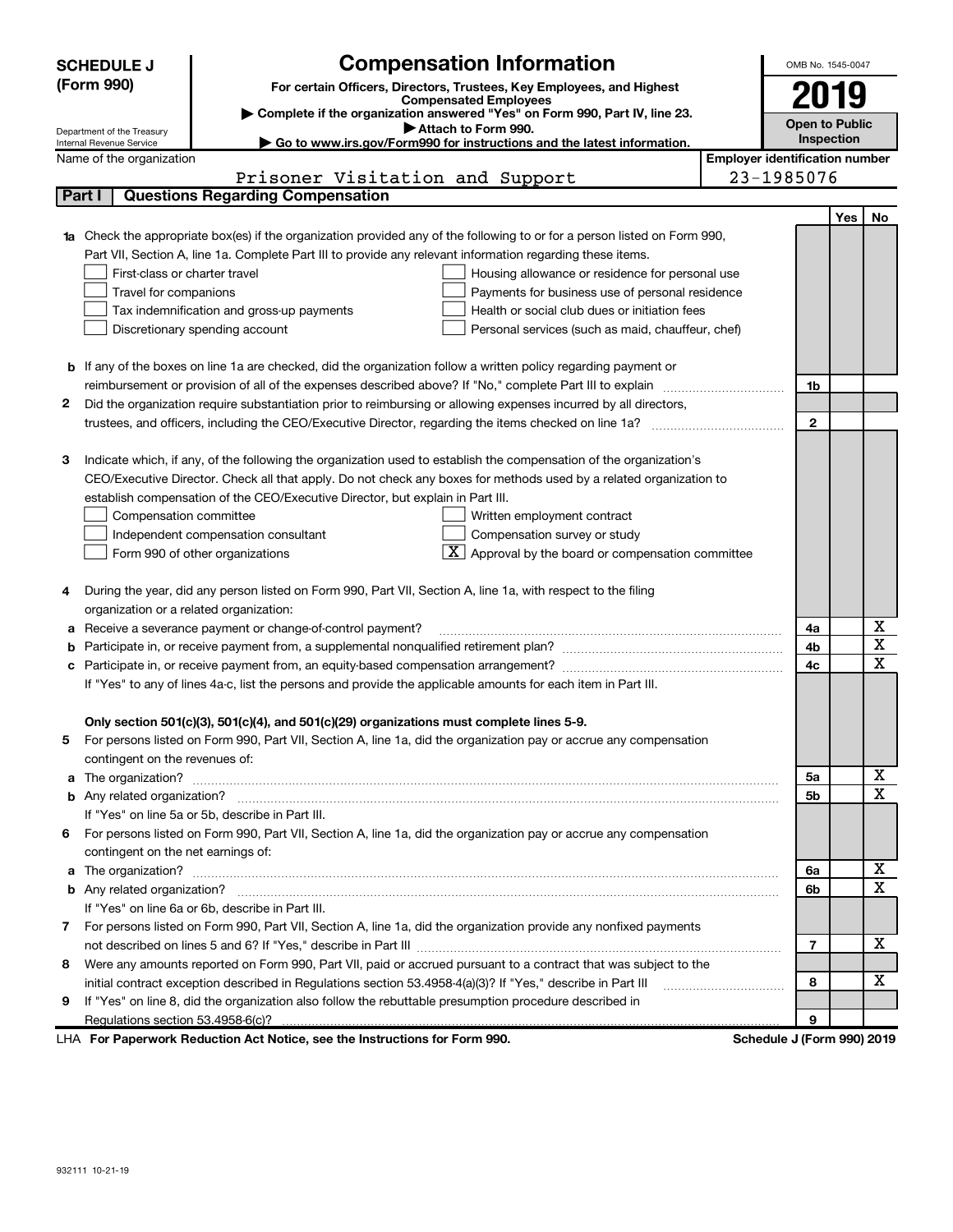**SCHEDULE J (Form 990)**

Department of the Treasury
Internal Revenue Service

# Compensation Information

**For certain Officers, Directors, Trustees, Key Employees, and Highest Compensated Employees**

▶ **Complete if the organization answered "Yes" on Form 990, Part IV, line 23.**

▶ **Attach to Form 990.**

▶ **Go to www.irs.gov/Form990 for instructions and the latest information.**

OMB No. 1545-0047

**2019**

**Open to Public Inspection**

Name of the organization: Prisoner Visitation and Support

Employer identification number: 23-1985076

## Part I | Questions Regarding Compensation

| | | | Yes | No |
|---|---|---|---|---|
| **1a** | Check the appropriate box(es) if the organization provided any of the following to or for a person listed on Form 990, Part VII, Section A, line 1a. Complete Part III to provide any relevant information regarding these items.<br>☐ First-class or charter travel ☐ Housing allowance or residence for personal use<br>☐ Travel for companions ☐ Payments for business use of personal residence<br>☐ Tax indemnification and gross-up payments ☐ Health or social club dues or initiation fees<br>☐ Discretionary spending account ☐ Personal services (such as maid, chauffeur, chef) | | | |
| **b** | If any of the boxes on line 1a are checked, did the organization follow a written policy regarding payment or reimbursement or provision of all of the expenses described above? If "No," complete Part III to explain | 1b | | |
| **2** | Did the organization require substantiation prior to reimbursing or allowing expenses incurred by all directors, trustees, and officers, including the CEO/Executive Director, regarding the items checked on line 1a? | 2 | | |
| **3** | Indicate which, if any, of the following the organization used to establish the compensation of the organization's CEO/Executive Director. Check all that apply. Do not check any boxes for methods used by a related organization to establish compensation of the CEO/Executive Director, but explain in Part III.<br>☐ Compensation committee ☐ Written employment contract<br>☐ Independent compensation consultant ☐ Compensation survey or study<br>☐ Form 990 of other organizations ☒ Approval by the board or compensation committee | | | |
| **4** | During the year, did any person listed on Form 990, Part VII, Section A, line 1a, with respect to the filing organization or a related organization: | | | |
| **a** | Receive a severance payment or change-of-control payment? | 4a | | X |
| **b** | Participate in, or receive payment from, a supplemental nonqualified retirement plan? | 4b | | X |
| **c** | Participate in, or receive payment from, an equity-based compensation arrangement? | 4c | | X |
| | If "Yes" to any of lines 4a-c, list the persons and provide the applicable amounts for each item in Part III. | | | |
| | **Only section 501(c)(3), 501(c)(4), and 501(c)(29) organizations must complete lines 5-9.** | | | |
| **5** | For persons listed on Form 990, Part VII, Section A, line 1a, did the organization pay or accrue any compensation contingent on the revenues of: | | | |
| **a** | The organization? | 5a | | X |
| **b** | Any related organization? | 5b | | X |
| | If "Yes" on line 5a or 5b, describe in Part III. | | | |
| **6** | For persons listed on Form 990, Part VII, Section A, line 1a, did the organization pay or accrue any compensation contingent on the net earnings of: | | | |
| **a** | The organization? | 6a | | X |
| **b** | Any related organization? | 6b | | X |
| | If "Yes" on line 6a or 6b, describe in Part III. | | | |
| **7** | For persons listed on Form 990, Part VII, Section A, line 1a, did the organization provide any nonfixed payments not described on lines 5 and 6? If "Yes," describe in Part III | 7 | | X |
| **8** | Were any amounts reported on Form 990, Part VII, paid or accrued pursuant to a contract that was subject to the initial contract exception described in Regulations section 53.4958-4(a)(3)? If "Yes," describe in Part III | 8 | | X |
| **9** | If "Yes" on line 8, did the organization also follow the rebuttable presumption procedure described in Regulations section 53.4958-6(c)? | 9 | | |

LHA **For Paperwork Reduction Act Notice, see the Instructions for Form 990.** **Schedule J (Form 990) 2019**

932111 10-21-19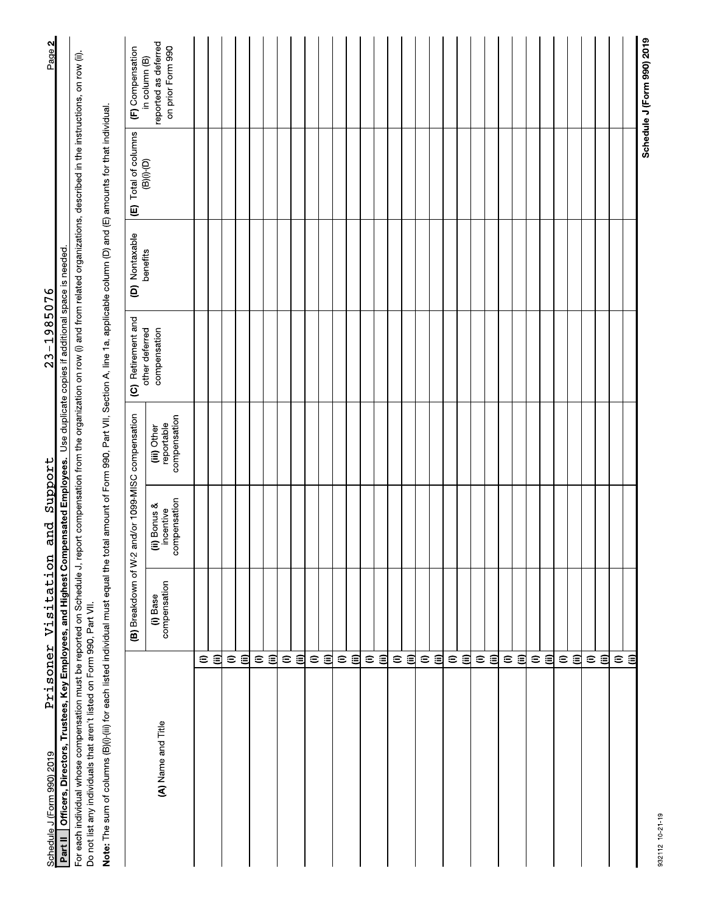Schedule J (Form 990) 2019 Prisoner Visitation and Support 23-1985076

## Part II Officers, Directors, Trustees, Key Employees, and Highest Compensated Employees. Use duplicate copies if additional space is needed.

For each individual whose compensation must be reported on Schedule J, report compensation from the organization on row (i) and from related organizations, described in the instructions, on row (ii). Do not list any individuals that aren't listed on Form 990, Part VII.

**Note:** The sum of columns (B)(i)-(iii) for each listed individual must equal the total amount of Form 990, Part VII, Section A, line 1a, applicable column (D) and (E) amounts for that individual.

| (A) Name and Title | | (B) Breakdown of W-2 and/or 1099-MISC compensation | | | (C) Retirement and other deferred compensation | (D) Nontaxable benefits | (E) Total of columns (B)(i)-(D) | (F) Compensation in column (B) reported as deferred on prior Form 990 |
|---|---|---|---|---|---|---|---|---|
| | | (i) Base compensation | (ii) Bonus & incentive compensation | (iii) Other reportable compensation | | | | |
| | (i) | | | | | | | |
| | (ii) | | | | | | | |
| | (i) | | | | | | | |
| | (ii) | | | | | | | |
| | (i) | | | | | | | |
| | (ii) | | | | | | | |
| | (i) | | | | | | | |
| | (ii) | | | | | | | |
| | (i) | | | | | | | |
| | (ii) | | | | | | | |
| | (i) | | | | | | | |
| | (ii) | | | | | | | |
| | (i) | | | | | | | |
| | (ii) | | | | | | | |
| | (i) | | | | | | | |
| | (ii) | | | | | | | |
| | (i) | | | | | | | |
| | (ii) | | | | | | | |
| | (i) | | | | | | | |
| | (ii) | | | | | | | |
| | (i) | | | | | | | |
| | (ii) | | | | | | | |
| | (i) | | | | | | | |
| | (ii) | | | | | | | |
| | (i) | | | | | | | |
| | (ii) | | | | | | | |
| | (i) | | | | | | | |
| | (ii) | | | | | | | |
| | (i) | | | | | | | |
| | (ii) | | | | | | | |
| | (i) | | | | | | | |
| | (ii) | | | | | | | |

932112 10-21-19

Schedule J (Form 990) 2019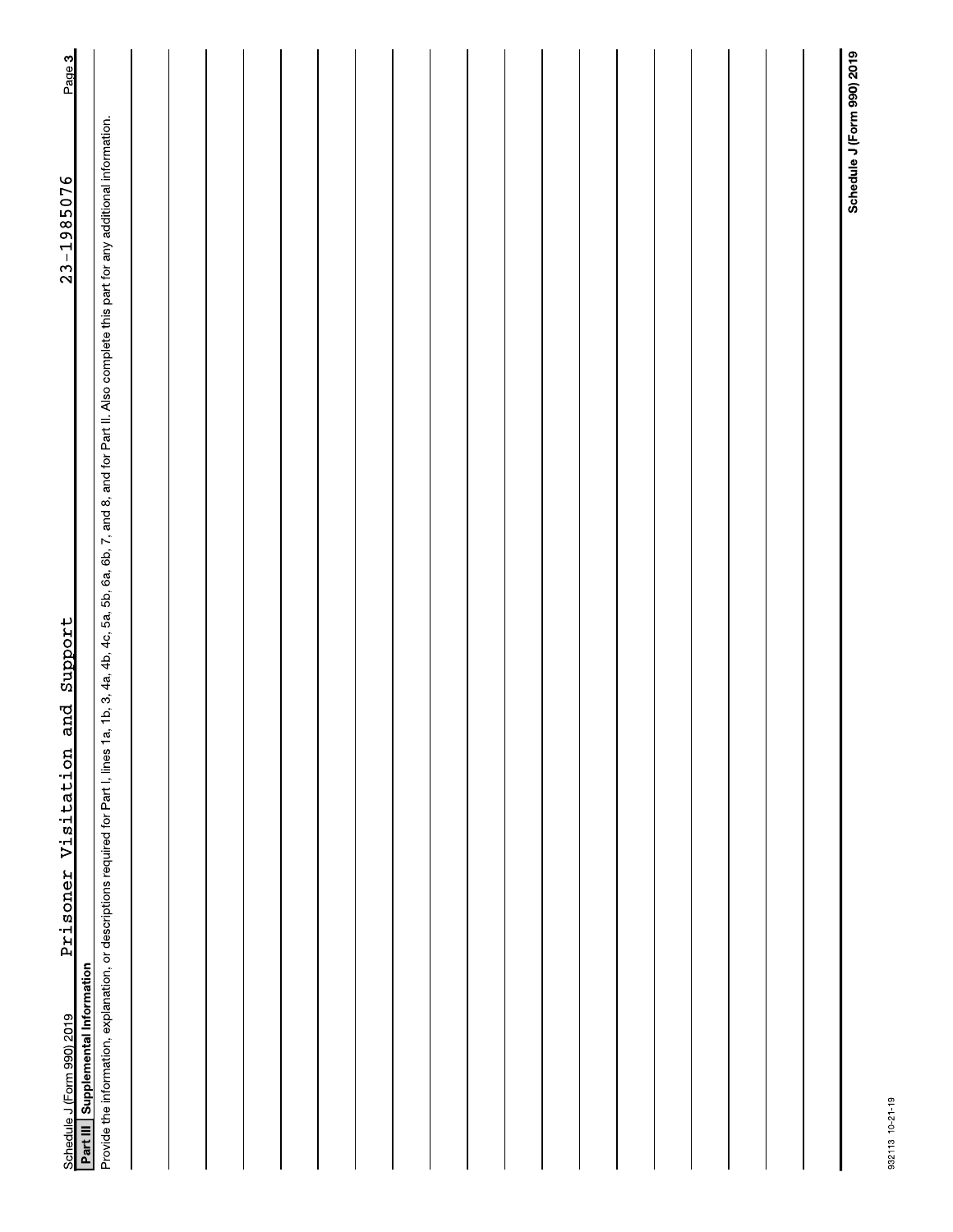Prisoner Visitation and Support 23-1985076

## Part III Supplemental Information

Provide the information, explanation, or descriptions required for Part I, lines 1a, 1b, 3, 4a, 4b, 4c, 5a, 5b, 6a, 6b, 7, and 8, and for Part II. Also complete this part for any additional information.

**Schedule J (Form 990) 2019**

932113 10-21-19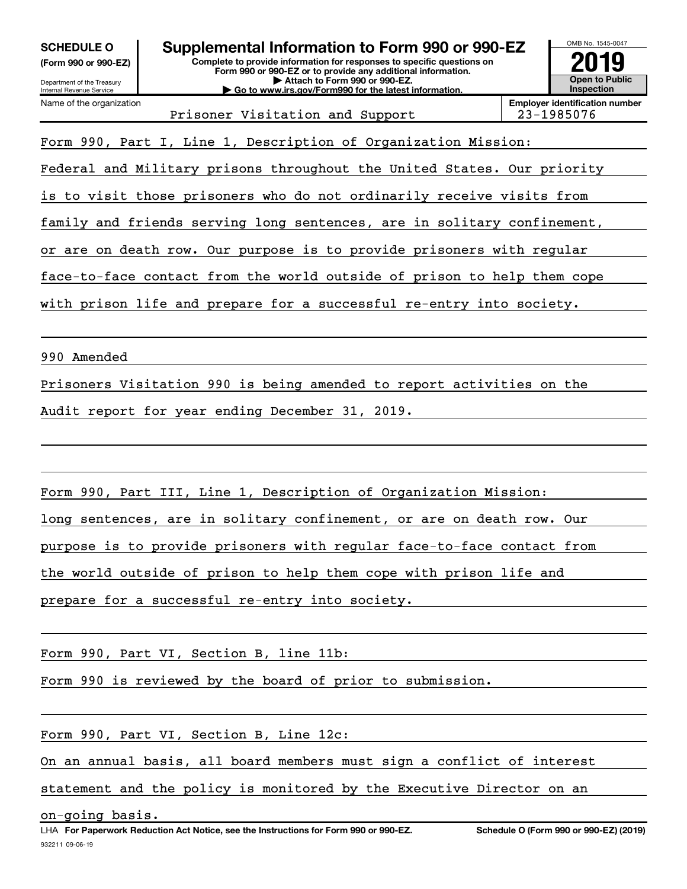**SCHEDULE O**
**(Form 990 or 990-EZ)**

Department of the Treasury
Internal Revenue Service

# Supplemental Information to Form 990 or 990-EZ

**Complete to provide information for responses to specific questions on Form 990 or 990-EZ or to provide any additional information.**
**▶ Attach to Form 990 or 990-EZ.**
**▶ Go to www.irs.gov/Form990 for the latest information.**

OMB No. 1545-0047
**2019**
**Open to Public Inspection**

| Name of the organization | Employer identification number |
|---|---|
| Prisoner Visitation and Support | 23-1985076 |

Form 990, Part I, Line 1, Description of Organization Mission:

Federal and Military prisons throughout the United States. Our priority is to visit those prisoners who do not ordinarily receive visits from family and friends serving long sentences, are in solitary confinement, or are on death row. Our purpose is to provide prisoners with regular face-to-face contact from the world outside of prison to help them cope with prison life and prepare for a successful re-entry into society.

990 Amended

Prisoners Visitation 990 is being amended to report activities on the Audit report for year ending December 31, 2019.

Form 990, Part III, Line 1, Description of Organization Mission:

long sentences, are in solitary confinement, or are on death row. Our purpose is to provide prisoners with regular face-to-face contact from the world outside of prison to help them cope with prison life and prepare for a successful re-entry into society.

Form 990, Part VI, Section B, line 11b:

Form 990 is reviewed by the board of prior to submission.

Form 990, Part VI, Section B, Line 12c:

On an annual basis, all board members must sign a conflict of interest statement and the policy is monitored by the Executive Director on an on-going basis.

LHA **For Paperwork Reduction Act Notice, see the Instructions for Form 990 or 990-EZ.** **Schedule O (Form 990 or 990-EZ) (2019)**

932211 09-06-19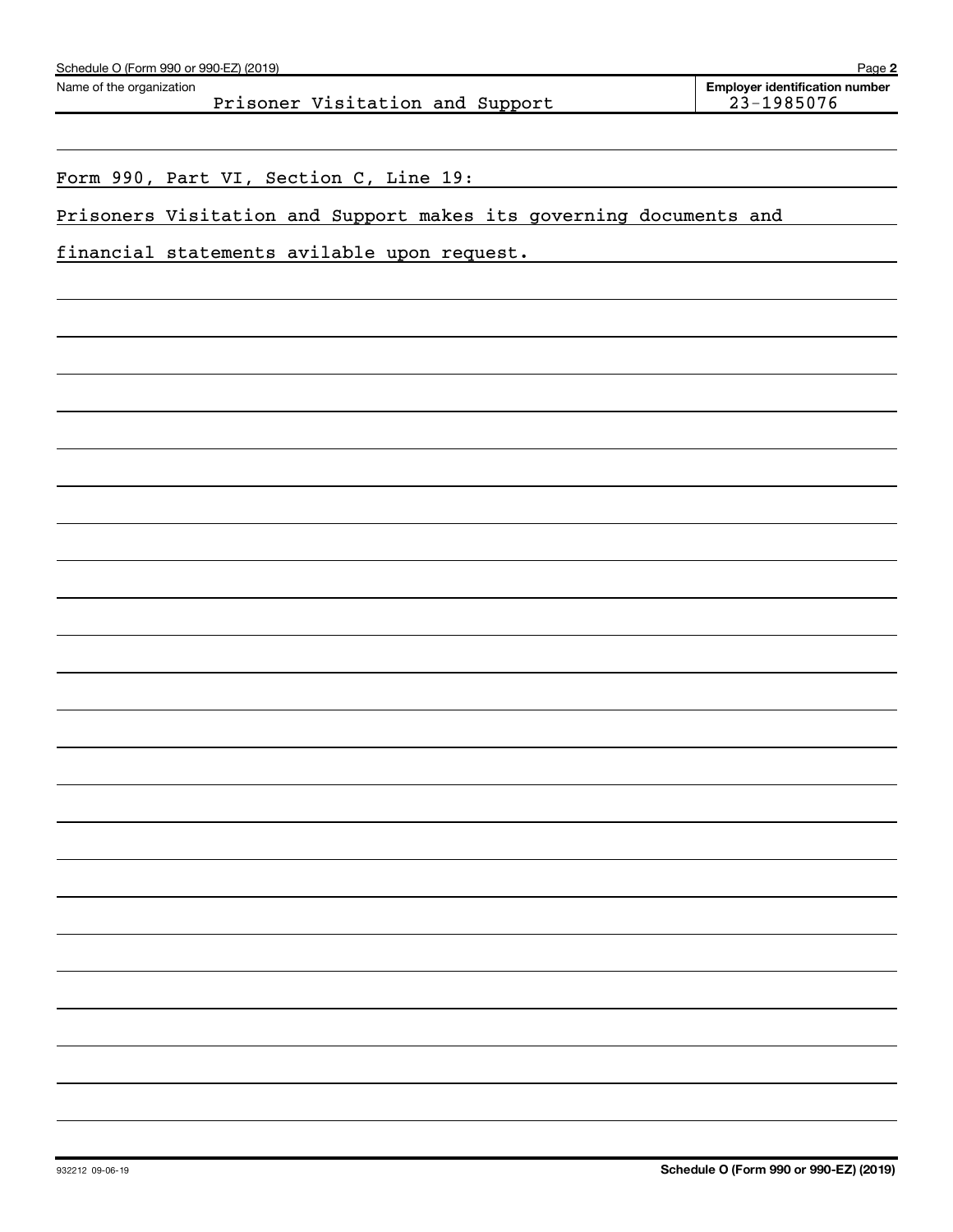Schedule O (Form 990 or 990-EZ) (2019)

Name of the organization: Prisoner Visitation and Support

Employer identification number: 23-1985076

Form 990, Part VI, Section C, Line 19:

Prisoners Visitation and Support makes its governing documents and financial statements avilable upon request.

932212 09-06-19

Schedule O (Form 990 or 990-EZ) (2019)